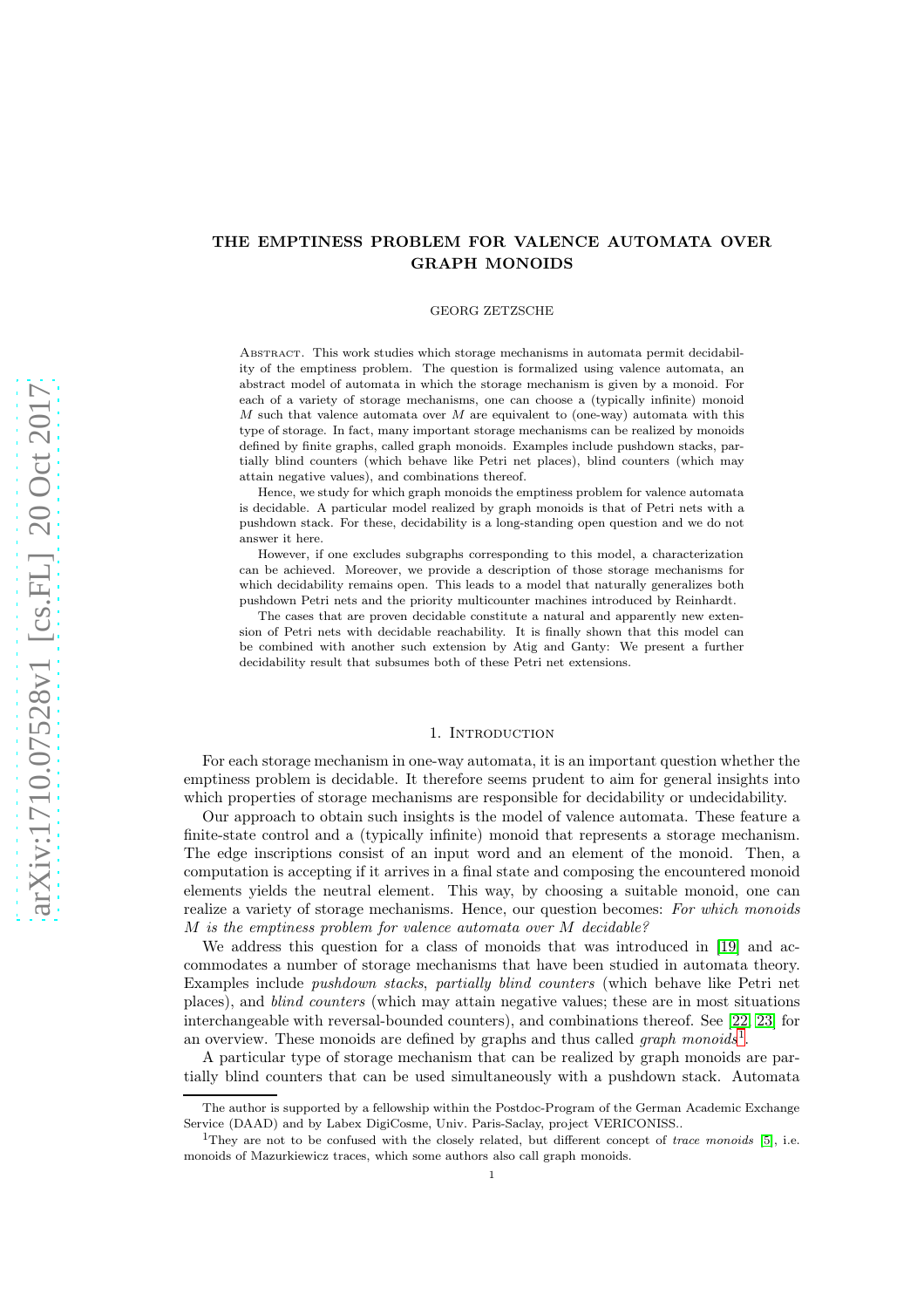# THE EMPTINESS PROBLEM FOR VALENCE AUTOMATA OVER GRAPH MONOIDS

GEORG ZETZSCHE

Abstract. This work studies which storage mechanisms in automata permit decidability of the emptiness problem. The question is formalized using valence automata, an abstract model of automata in which the storage mechanism is given by a monoid. For each of a variety of storage mechanisms, one can choose a (typically infinite) monoid $M$ such that valence automata over $M$ are equivalent to (one-way) automata with this type of storage. In fact, many important storage mechanisms can be realized by monoids defined by finite graphs, called graph monoids. Examples include pushdown stacks, partially blind counters (which behave like Petri net places), blind counters (which may attain negative values), and combinations thereof.

Hence, we study for which graph monoids the emptiness problem for valence automata is decidable. A particular model realized by graph monoids is that of Petri nets with a pushdown stack. For these, decidability is a long-standing open question and we do not answer it here.

However, if one excludes subgraphs corresponding to this model, a characterization can be achieved. Moreover, we provide a description of those storage mechanisms for which decidability remains open. This leads to a model that naturally generalizes both pushdown Petri nets and the priority multicounter machines introduced by Reinhardt.

The cases that are proven decidable constitute a natural and apparently new extension of Petri nets with decidable reachability. It is finally shown that this model can be combined with another such extension by Atig and Ganty: We present a further decidability result that subsumes both of these Petri net extensions.

## 1. Introduction

For each storage mechanism in one-way automata, it is an important question whether the emptiness problem is decidable. It therefore seems prudent to aim for general insights into which properties of storage mechanisms are responsible for decidability or undecidability.

Our approach to obtain such insights is the model of valence automata. These feature a finite-state control and a (typically infinite) monoid that represents a storage mechanism. The edge inscriptions consist of an input word and an element of the monoid. Then, a computation is accepting if it arrives in a final state and composing the encountered monoid elements yields the neutral element. This way, by choosing a suitable monoid, one can realize a variety of storage mechanisms. Hence, our question becomes: *For which monoids $M$ is the emptiness problem for valence automata over $M$ decidable?*

We address this question for a class of monoids that was introduced in [19] and accommodates a number of storage mechanisms that have been studied in automata theory. Examples include *pushdown stacks*, *partially blind counters* (which behave like Petri net places), and *blind counters* (which may attain negative values; these are in most situations interchangeable with reversal-bounded counters), and combinations thereof. See [22, 23] for an overview. These monoids are defined by graphs and thus called *graph monoids*[1].

A particular type of storage mechanism that can be realized by graph monoids are partially blind counters that can be used simultaneously with a pushdown stack. Automata

The author is supported by a fellowship within the Postdoc-Program of the German Academic Exchange Service (DAAD) and by Labex DigiCosme, Univ. Paris-Saclay, project VERICONISS..

[1]They are not to be confused with the closely related, but different concept of *trace monoids* [5], i.e. monoids of Mazurkiewicz traces, which some authors also call graph monoids.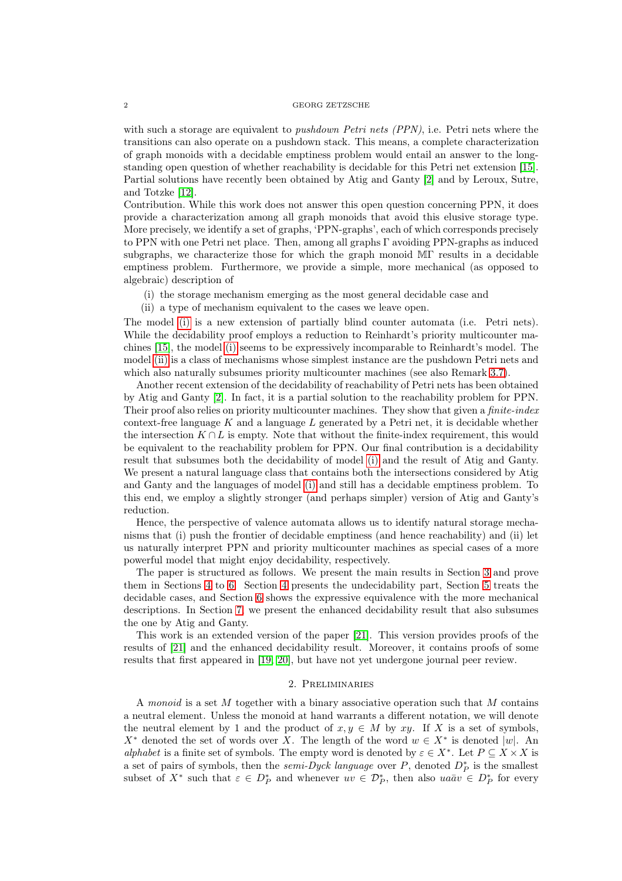with such a storage are equivalent to *pushdown Petri nets (PPN)*, i.e. Petri nets where the transitions can also operate on a pushdown stack. This means, a complete characterization of graph monoids with a decidable emptiness problem would entail an answer to the long-standing open question of whether reachability is decidable for this Petri net extension [15]. Partial solutions have recently been obtained by Atig and Ganty [2] and by Leroux, Sutre, and Totzke [12].

Contribution. While this work does not answer this open question concerning PPN, it does provide a characterization among all graph monoids that avoid this elusive storage type. More precisely, we identify a set of graphs, 'PPN-graphs', each of which corresponds precisely to PPN with one Petri net place. Then, among all graphs $\Gamma$ avoiding PPN-graphs as induced subgraphs, we characterize those for which the graph monoid $\mathbb{M}\Gamma$ results in a decidable emptiness problem. Furthermore, we provide a simple, more mechanical (as opposed to algebraic) description of

(i) the storage mechanism emerging as the most general decidable case and
(ii) a type of mechanism equivalent to the cases we leave open.

The model (i) is a new extension of partially blind counter automata (i.e. Petri nets). While the decidability proof employs a reduction to Reinhardt's priority multicounter machines [15], the model (i) seems to be expressively incomparable to Reinhardt's model. The model (ii) is a class of mechanisms whose simplest instance are the pushdown Petri nets and which also naturally subsumes priority multicounter machines (see also Remark 3.7).

Another recent extension of the decidability of reachability of Petri nets has been obtained by Atig and Ganty [2]. In fact, it is a partial solution to the reachability problem for PPN. Their proof also relies on priority multicounter machines. They show that given a *finite-index* context-free language $K$ and a language $L$ generated by a Petri net, it is decidable whether the intersection $K \cap L$ is empty. Note that without the finite-index requirement, this would be equivalent to the reachability problem for PPN. Our final contribution is a decidability result that subsumes both the decidability of model (i) and the result of Atig and Ganty. We present a natural language class that contains both the intersections considered by Atig and Ganty and the languages of model (i) and still has a decidable emptiness problem. To this end, we employ a slightly stronger (and perhaps simpler) version of Atig and Ganty's reduction.

Hence, the perspective of valence automata allows us to identify natural storage mechanisms that (i) push the frontier of decidable emptiness (and hence reachability) and (ii) let us naturally interpret PPN and priority multicounter machines as special cases of a more powerful model that might enjoy decidability, respectively.

The paper is structured as follows. We present the main results in Section 3 and prove them in Sections 4 to 6. Section 4 presents the undecidability part, Section 5 treats the decidable cases, and Section 6 shows the expressive equivalence with the more mechanical descriptions. In Section 7, we present the enhanced decidability result that also subsumes the one by Atig and Ganty.

This work is an extended version of the paper [21]. This version provides proofs of the results of [21] and the enhanced decidability result. Moreover, it contains proofs of some results that first appeared in [19, 20], but have not yet undergone journal peer review.

## 2. Preliminaries

A *monoid* is a set $M$ together with a binary associative operation such that $M$ contains a neutral element. Unless the monoid at hand warrants a different notation, we will denote the neutral element by 1 and the product of $x, y \in M$ by $xy$. If $X$ is a set of symbols, $X^*$ denoted the set of words over $X$. The length of the word $w \in X^*$ is denoted $|w|$. An *alphabet* is a finite set of symbols. The empty word is denoted by $\varepsilon \in X^*$. Let $P \subseteq X \times X$ is a set of pairs of symbols, then the *semi-Dyck language* over $P$, denoted $D_P^*$ is the smallest subset of $X^*$ such that $\varepsilon \in D_P^*$ and whenever $uv \in \mathcal{D}_P^*$, then also $ua\bar{a}v \in D_P^*$ for every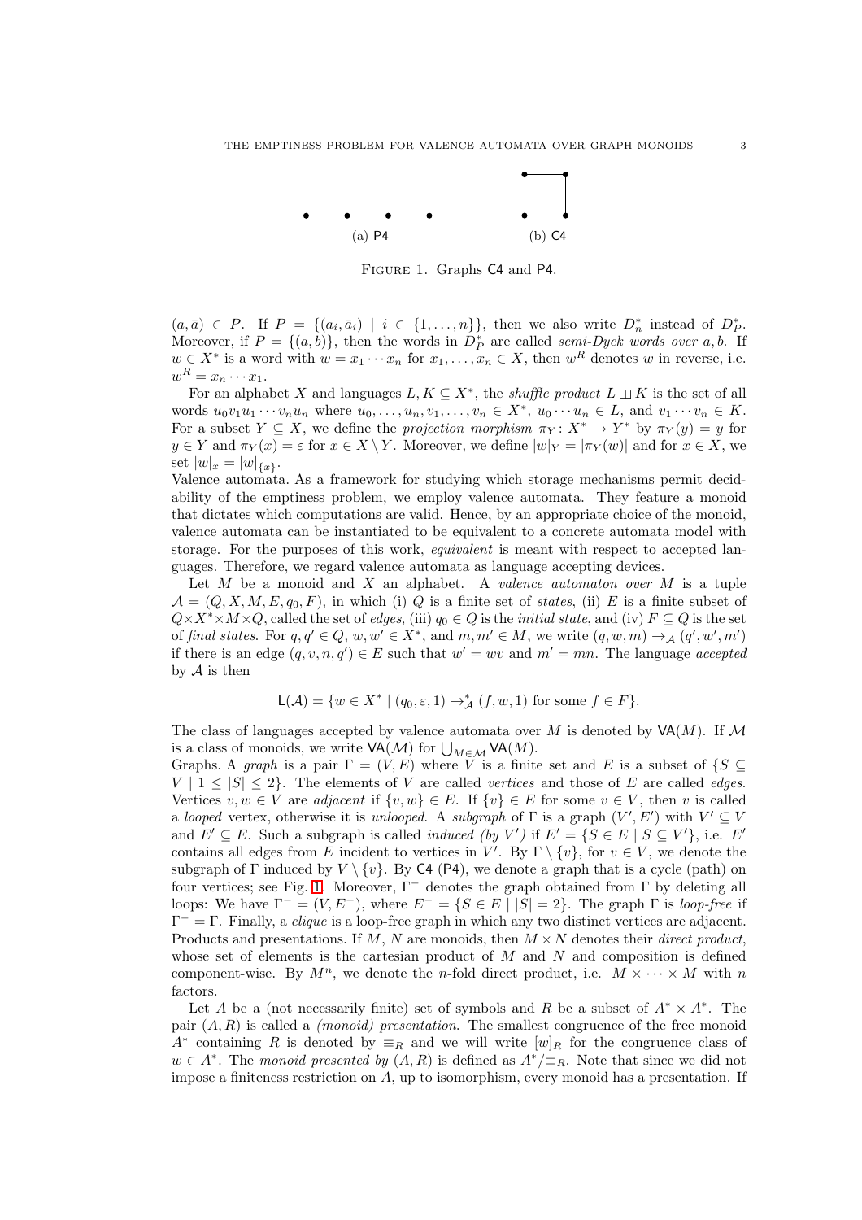(a) P4 (b) C4

Figure 1. Graphs C4 and P4.

$(a, \bar{a}) \in P$. If $P = \{(a_i, \bar{a}_i) \mid i \in \{1, \ldots, n\}\}$, then we also write $D_n^*$ instead of $D_P^*$. Moreover, if $P = \{(a, b)\}$, then the words in $D_P^*$ are called *semi-Dyck words over* $a, b$. If $w \in X^*$ is a word with $w = x_1 \cdots x_n$ for $x_1, \ldots, x_n \in X$, then $w^R$ denotes $w$ in reverse, i.e. $w^R = x_n \cdots x_1$.

For an alphabet $X$ and languages $L, K \subseteq X^*$, the *shuffle product* $L \sqcup\!\sqcup K$ is the set of all words $u_0 v_1 u_1 \cdots v_n u_n$ where $u_0, \ldots, u_n, v_1, \ldots, v_n \in X^*$, $u_0 \cdots u_n \in L$, and $v_1 \cdots v_n \in K$. For a subset $Y \subseteq X$, we define the *projection morphism* $\pi_Y : X^* \to Y^*$ by $\pi_Y(y) = y$ for $y \in Y$ and $\pi_Y(x) = \varepsilon$ for $x \in X \setminus Y$. Moreover, we define $|w|_Y = |\pi_Y(w)|$ and for $x \in X$, we set $|w|_x = |w|_{\{x\}}$.

Valence automata. As a framework for studying which storage mechanisms permit decidability of the emptiness problem, we employ valence automata. They feature a monoid that dictates which computations are valid. Hence, by an appropriate choice of the monoid, valence automata can be instantiated to be equivalent to a concrete automata model with storage. For the purposes of this work, *equivalent* is meant with respect to accepted languages. Therefore, we regard valence automata as language accepting devices.

Let $M$ be a monoid and $X$ an alphabet. A *valence automaton over* $M$ is a tuple $\mathcal{A} = (Q, X, M, E, q_0, F)$, in which (i) $Q$ is a finite set of *states*, (ii) $E$ is a finite subset of $Q \times X^* \times M \times Q$, called the set of *edges*, (iii) $q_0 \in Q$ is the *initial state*, and (iv) $F \subseteq Q$ is the set of *final states*. For $q, q' \in Q$, $w, w' \in X^*$, and $m, m' \in M$, we write $(q, w, m) \to_{\mathcal{A}} (q', w', m')$ if there is an edge $(q, v, n, q') \in E$ such that $w' = wv$ and $m' = mn$. The language *accepted* by $\mathcal{A}$ is then

$$\mathsf{L}(\mathcal{A}) = \{w \in X^* \mid (q_0, \varepsilon, 1) \to_{\mathcal{A}}^* (f, w, 1) \text{ for some } f \in F\}.$$

The class of languages accepted by valence automata over $M$ is denoted by $\mathsf{VA}(M)$. If $\mathcal{M}$ is a class of monoids, we write $\mathsf{VA}(\mathcal{M})$ for $\bigcup_{M \in \mathcal{M}} \mathsf{VA}(M)$.

Graphs. A *graph* is a pair $\Gamma = (V, E)$ where $V$ is a finite set and $E$ is a subset of $\{S \subseteq V \mid 1 \leq |S| \leq 2\}$. The elements of $V$ are called *vertices* and those of $E$ are called *edges*. Vertices $v, w \in V$ are *adjacent* if $\{v, w\} \in E$. If $\{v\} \in E$ for some $v \in V$, then $v$ is called a *looped* vertex, otherwise it is *unlooped*. A *subgraph* of $\Gamma$ is a graph $(V', E')$ with $V' \subseteq V$ and $E' \subseteq E$. Such a subgraph is called *induced (by $V'$)* if $E' = \{S \in E \mid S \subseteq V'\}$, i.e. $E'$ contains all edges from $E$ incident to vertices in $V'$. By $\Gamma \setminus \{v\}$, for $v \in V$, we denote the subgraph of $\Gamma$ induced by $V \setminus \{v\}$. By C4 (P4), we denote a graph that is a cycle (path) on four vertices; see Fig. 1. Moreover, $\Gamma^-$ denotes the graph obtained from $\Gamma$ by deleting all loops: We have $\Gamma^- = (V, E^-)$, where $E^- = \{S \in E \mid |S| = 2\}$. The graph $\Gamma$ is *loop-free* if $\Gamma^- = \Gamma$. Finally, a *clique* is a loop-free graph in which any two distinct vertices are adjacent.

Products and presentations. If $M$, $N$ are monoids, then $M \times N$ denotes their *direct product*, whose set of elements is the cartesian product of $M$ and $N$ and composition is defined component-wise. By $M^n$, we denote the $n$-fold direct product, i.e. $M \times \cdots \times M$ with $n$ factors.

Let $A$ be a (not necessarily finite) set of symbols and $R$ be a subset of $A^* \times A^*$. The pair $(A, R)$ is called a *(monoid) presentation*. The smallest congruence of the free monoid $A^*$ containing $R$ is denoted by $\equiv_R$ and we will write $[w]_R$ for the congruence class of $w \in A^*$. The *monoid presented by* $(A, R)$ is defined as $A^*/\equiv_R$. Note that since we did not impose a finiteness restriction on $A$, up to isomorphism, every monoid has a presentation. If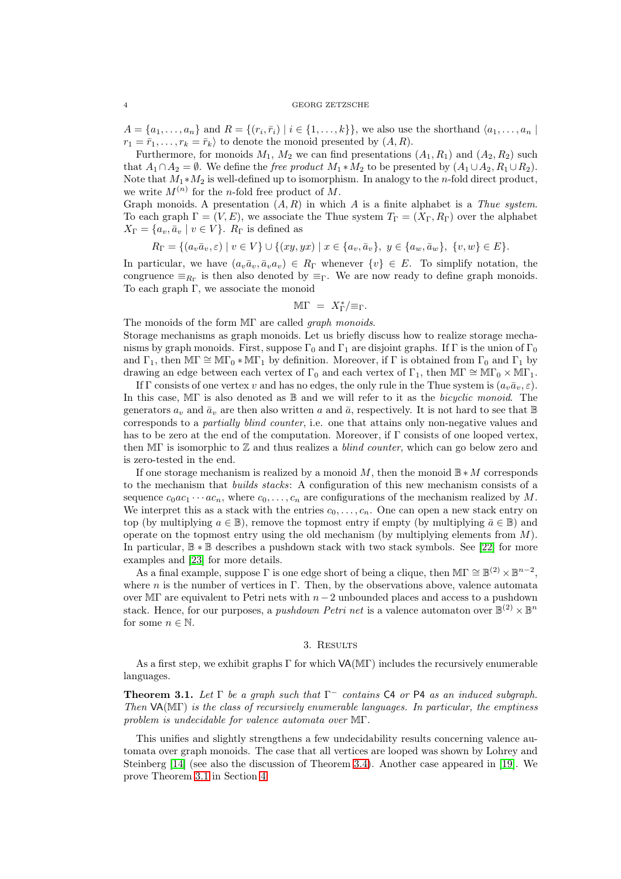$A = \{a_1, \ldots, a_n\}$ and $R = \{(r_i, \bar{r}_i) \mid i \in \{1, \ldots, k\}\}$, we also use the shorthand $\langle a_1, \ldots, a_n \mid r_1 = \bar{r}_1, \ldots, r_k = \bar{r}_k \rangle$ to denote the monoid presented by $(A, R)$.

Furthermore, for monoids $M_1$, $M_2$ we can find presentations $(A_1, R_1)$ and $(A_2, R_2)$ such that $A_1 \cap A_2 = \emptyset$. We define the *free product* $M_1 * M_2$ to be presented by $(A_1 \cup A_2, R_1 \cup R_2)$. Note that $M_1 * M_2$ is well-defined up to isomorphism. In analogy to the $n$-fold direct product, we write $M^{(n)}$ for the $n$-fold free product of $M$.

Graph monoids. A presentation $(A, R)$ in which $A$ is a finite alphabet is a *Thue system*. To each graph $\Gamma = (V, E)$, we associate the Thue system $T_\Gamma = (X_\Gamma, R_\Gamma)$ over the alphabet $X_\Gamma = \{a_v, \bar{a}_v \mid v \in V\}$. $R_\Gamma$ is defined as

$$R_\Gamma = \{(a_v \bar{a}_v, \varepsilon) \mid v \in V\} \cup \{(xy, yx) \mid x \in \{a_v, \bar{a}_v\},\ y \in \{a_w, \bar{a}_w\},\ \{v, w\} \in E\}.$$

In particular, we have $(a_v \bar{a}_v, \bar{a}_v a_v) \in R_\Gamma$ whenever $\{v\} \in E$. To simplify notation, the congruence $\equiv_{R_\Gamma}$ is then also denoted by $\equiv_\Gamma$. We are now ready to define graph monoids. To each graph $\Gamma$, we associate the monoid

$$\mathbb{M}\Gamma \;=\; X_\Gamma^* / {\equiv_\Gamma}.$$

The monoids of the form $\mathbb{M}\Gamma$ are called *graph monoids*.

Storage mechanisms as graph monoids. Let us briefly discuss how to realize storage mechanisms by graph monoids. First, suppose $\Gamma_0$ and $\Gamma_1$ are disjoint graphs. If $\Gamma$ is the union of $\Gamma_0$ and $\Gamma_1$, then $\mathbb{M}\Gamma \cong \mathbb{M}\Gamma_0 * \mathbb{M}\Gamma_1$ by definition. Moreover, if $\Gamma$ is obtained from $\Gamma_0$ and $\Gamma_1$ by drawing an edge between each vertex of $\Gamma_0$ and each vertex of $\Gamma_1$, then $\mathbb{M}\Gamma \cong \mathbb{M}\Gamma_0 \times \mathbb{M}\Gamma_1$.

If $\Gamma$ consists of one vertex $v$ and has no edges, the only rule in the Thue system is $(a_v \bar{a}_v, \varepsilon)$. In this case, $\mathbb{M}\Gamma$ is also denoted as $\mathbb{B}$ and we will refer to it as the *bicyclic monoid*. The generators $a_v$ and $\bar{a}_v$ are then also written $a$ and $\bar{a}$, respectively. It is not hard to see that $\mathbb{B}$ corresponds to a *partially blind counter*, i.e. one that attains only non-negative values and has to be zero at the end of the computation. Moreover, if $\Gamma$ consists of one looped vertex, then $\mathbb{M}\Gamma$ is isomorphic to $\mathbb{Z}$ and thus realizes a *blind counter*, which can go below zero and is zero-tested in the end.

If one storage mechanism is realized by a monoid $M$, then the monoid $\mathbb{B} * M$ corresponds to the mechanism that *builds stacks*: A configuration of this new mechanism consists of a sequence $c_0 a c_1 \cdots a c_n$, where $c_0, \ldots, c_n$ are configurations of the mechanism realized by $M$. We interpret this as a stack with the entries $c_0, \ldots, c_n$. One can open a new stack entry on top (by multiplying $a \in \mathbb{B}$), remove the topmost entry if empty (by multiplying $\bar{a} \in \mathbb{B}$) and operate on the topmost entry using the old mechanism (by multiplying elements from $M$). In particular, $\mathbb{B} * \mathbb{B}$ describes a pushdown stack with two stack symbols. See [22] for more examples and [23] for more details.

As a final example, suppose $\Gamma$ is one edge short of being a clique, then $\mathbb{M}\Gamma \cong \mathbb{B}^{(2)} \times \mathbb{B}^{n-2}$, where $n$ is the number of vertices in $\Gamma$. Then, by the observations above, valence automata over $\mathbb{M}\Gamma$ are equivalent to Petri nets with $n-2$ unbounded places and access to a pushdown stack. Hence, for our purposes, a *pushdown Petri net* is a valence automaton over $\mathbb{B}^{(2)} \times \mathbb{B}^n$ for some $n \in \mathbb{N}$.

## 3. Results

As a first step, we exhibit graphs $\Gamma$ for which $\mathsf{VA}(\mathbb{M}\Gamma)$ includes the recursively enumerable languages.

**Theorem 3.1.** *Let $\Gamma$ be a graph such that $\Gamma^-$ contains* C4 *or* P4 *as an induced subgraph. Then $\mathsf{VA}(\mathbb{M}\Gamma)$ is the class of recursively enumerable languages. In particular, the emptiness problem is undecidable for valence automata over $\mathbb{M}\Gamma$.*

This unifies and slightly strengthens a few undecidability results concerning valence automata over graph monoids. The case that all vertices are looped was shown by Lohrey and Steinberg [14] (see also the discussion of Theorem 3.4). Another case appeared in [19]. We prove Theorem 3.1 in Section 4.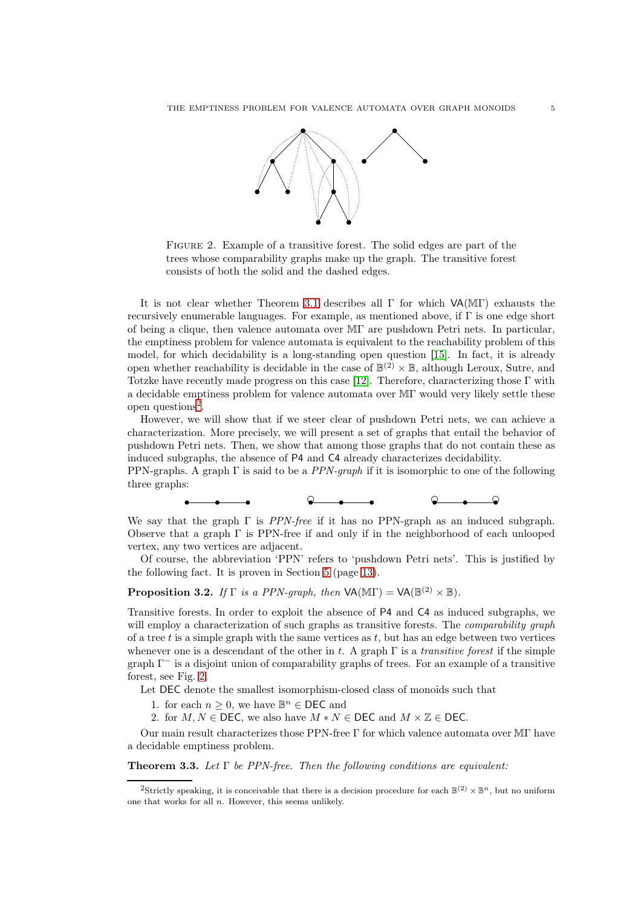FIGURE 2. Example of a transitive forest. The solid edges are part of the trees whose comparability graphs make up the graph. The transitive forest consists of both the solid and the dashed edges.

It is not clear whether Theorem 3.1 describes all $\Gamma$ for which $\mathsf{VA}(\mathbb{M}\Gamma)$ exhausts the recursively enumerable languages. For example, as mentioned above, if $\Gamma$ is one edge short of being a clique, then valence automata over $\mathbb{M}\Gamma$ are pushdown Petri nets. In particular, the emptiness problem for valence automata is equivalent to the reachability problem of this model, for which decidability is a long-standing open question [15]. In fact, it is already open whether reachability is decidable in the case of $\mathbb{B}^{(2)} \times \mathbb{B}$, although Leroux, Sutre, and Totzke have recently made progress on this case [12]. Therefore, characterizing those $\Gamma$ with a decidable emptiness problem for valence automata over $\mathbb{M}\Gamma$ would very likely settle these open questions[2].

However, we will show that if we steer clear of pushdown Petri nets, we can achieve a characterization. More precisely, we will present a set of graphs that entail the behavior of pushdown Petri nets. Then, we show that among those graphs that do not contain these as induced subgraphs, the absence of $\mathsf{P4}$ and $\mathsf{C4}$ already characterizes decidability.

PPN-graphs. A graph $\Gamma$ is said to be a *PPN-graph* if it is isomorphic to one of the following three graphs:

We say that the graph $\Gamma$ is *PPN-free* if it has no PPN-graph as an induced subgraph. Observe that a graph $\Gamma$ is PPN-free if and only if in the neighborhood of each unlooped vertex, any two vertices are adjacent.

Of course, the abbreviation 'PPN' refers to 'pushdown Petri nets'. This is justified by the following fact. It is proven in Section 5 (page 13).

**Proposition 3.2.** *If $\Gamma$ is a PPN-graph, then* $\mathsf{VA}(\mathbb{M}\Gamma) = \mathsf{VA}(\mathbb{B}^{(2)} \times \mathbb{B})$.

Transitive forests. In order to exploit the absence of $\mathsf{P4}$ and $\mathsf{C4}$ as induced subgraphs, we will employ a characterization of such graphs as transitive forests. The *comparability graph* of a tree $t$ is a simple graph with the same vertices as $t$, but has an edge between two vertices whenever one is a descendant of the other in $t$. A graph $\Gamma$ is a *transitive forest* if the simple graph $\Gamma^-$ is a disjoint union of comparability graphs of trees. For an example of a transitive forest, see Fig. 2.

Let $\mathsf{DEC}$ denote the smallest isomorphism-closed class of monoids such that

1. for each $n \geq 0$, we have $\mathbb{B}^n \in \mathsf{DEC}$ and
2. for $M, N \in \mathsf{DEC}$, we also have $M * N \in \mathsf{DEC}$ and $M \times \mathbb{Z} \in \mathsf{DEC}$.

Our main result characterizes those PPN-free $\Gamma$ for which valence automata over $\mathbb{M}\Gamma$ have a decidable emptiness problem.

**Theorem 3.3.** *Let $\Gamma$ be PPN-free. Then the following conditions are equivalent:*

[2]Strictly speaking, it is conceivable that there is a decision procedure for each $\mathbb{B}^{(2)} \times \mathbb{B}^n$, but no uniform one that works for all $n$. However, this seems unlikely.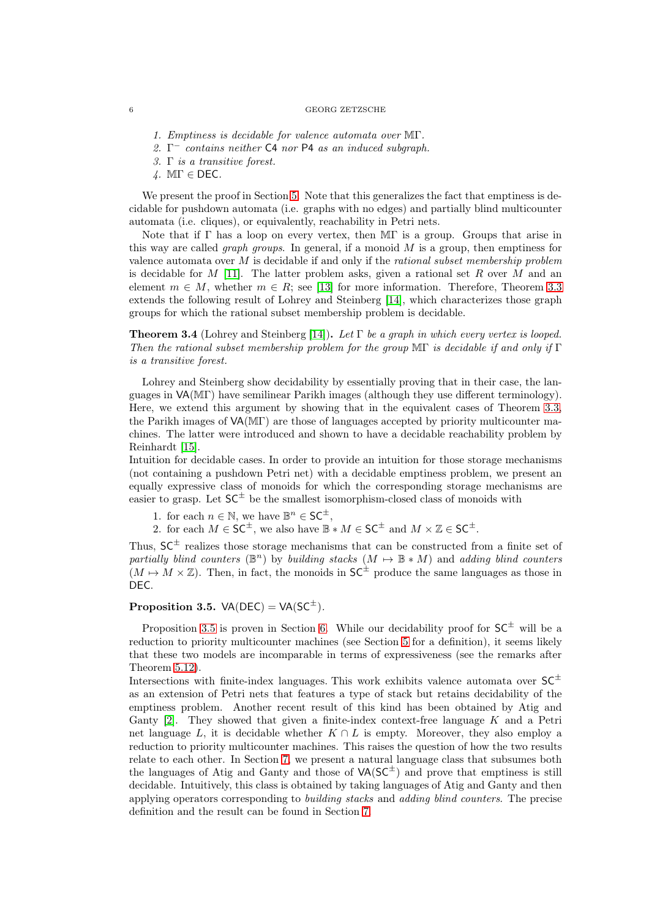1. *Emptiness is decidable for valence automata over* $\mathbb{M}\Gamma$.
2. $\Gamma^-$ *contains neither* $\mathsf{C4}$ *nor* $\mathsf{P4}$ *as an induced subgraph.*
3. $\Gamma$ *is a transitive forest.*
4. $\mathbb{M}\Gamma \in \mathsf{DEC}$.

We present the proof in Section 5. Note that this generalizes the fact that emptiness is decidable for pushdown automata (i.e. graphs with no edges) and partially blind multicounter automata (i.e. cliques), or equivalently, reachability in Petri nets.

Note that if $\Gamma$ has a loop on every vertex, then $\mathbb{M}\Gamma$ is a group. Groups that arise in this way are called *graph groups*. In general, if a monoid $M$ is a group, then emptiness for valence automata over $M$ is decidable if and only if the *rational subset membership problem* is decidable for $M$ [11]. The latter problem asks, given a rational set $R$ over $M$ and an element $m \in M$, whether $m \in R$; see [13] for more information. Therefore, Theorem 3.3 extends the following result of Lohrey and Steinberg [14], which characterizes those graph groups for which the rational subset membership problem is decidable.

**Theorem 3.4** (Lohrey and Steinberg [14])**.** *Let* $\Gamma$ *be a graph in which every vertex is looped. Then the rational subset membership problem for the group* $\mathbb{M}\Gamma$ *is decidable if and only if* $\Gamma$ *is a transitive forest.*

Lohrey and Steinberg show decidability by essentially proving that in their case, the languages in $\mathsf{VA}(\mathbb{M}\Gamma)$ have semilinear Parikh images (although they use different terminology). Here, we extend this argument by showing that in the equivalent cases of Theorem 3.3, the Parikh images of $\mathsf{VA}(\mathbb{M}\Gamma)$ are those of languages accepted by priority multicounter machines. The latter were introduced and shown to have a decidable reachability problem by Reinhardt [15].

Intuition for decidable cases. In order to provide an intuition for those storage mechanisms (not containing a pushdown Petri net) with a decidable emptiness problem, we present an equally expressive class of monoids for which the corresponding storage mechanisms are easier to grasp. Let $\mathsf{SC}^{\pm}$ be the smallest isomorphism-closed class of monoids with

1. for each $n \in \mathbb{N}$, we have $\mathbb{B}^n \in \mathsf{SC}^{\pm}$,
2. for each $M \in \mathsf{SC}^{\pm}$, we also have $\mathbb{B} * M \in \mathsf{SC}^{\pm}$ and $M \times \mathbb{Z} \in \mathsf{SC}^{\pm}$.

Thus, $\mathsf{SC}^{\pm}$ realizes those storage mechanisms that can be constructed from a finite set of *partially blind counters* ($\mathbb{B}^n$) by *building stacks* ($M \mapsto \mathbb{B} * M$) and *adding blind counters* ($M \mapsto M \times \mathbb{Z}$). Then, in fact, the monoids in $\mathsf{SC}^{\pm}$ produce the same languages as those in $\mathsf{DEC}$.

**Proposition 3.5.** $\mathsf{VA}(\mathsf{DEC}) = \mathsf{VA}(\mathsf{SC}^{\pm})$.

Proposition 3.5 is proven in Section 6. While our decidability proof for $\mathsf{SC}^{\pm}$ will be a reduction to priority multicounter machines (see Section 5 for a definition), it seems likely that these two models are incomparable in terms of expressiveness (see the remarks after Theorem 5.12).

Intersections with finite-index languages. This work exhibits valence automata over $\mathsf{SC}^{\pm}$ as an extension of Petri nets that features a type of stack but retains decidability of the emptiness problem. Another recent result of this kind has been obtained by Atig and Ganty [2]. They showed that given a finite-index context-free language $K$ and a Petri net language $L$, it is decidable whether $K \cap L$ is empty. Moreover, they also employ a reduction to priority multicounter machines. This raises the question of how the two results relate to each other. In Section 7, we present a natural language class that subsumes both the languages of Atig and Ganty and those of $\mathsf{VA}(\mathsf{SC}^{\pm})$ and prove that emptiness is still decidable. Intuitively, this class is obtained by taking languages of Atig and Ganty and then applying operators corresponding to *building stacks* and *adding blind counters*. The precise definition and the result can be found in Section 7.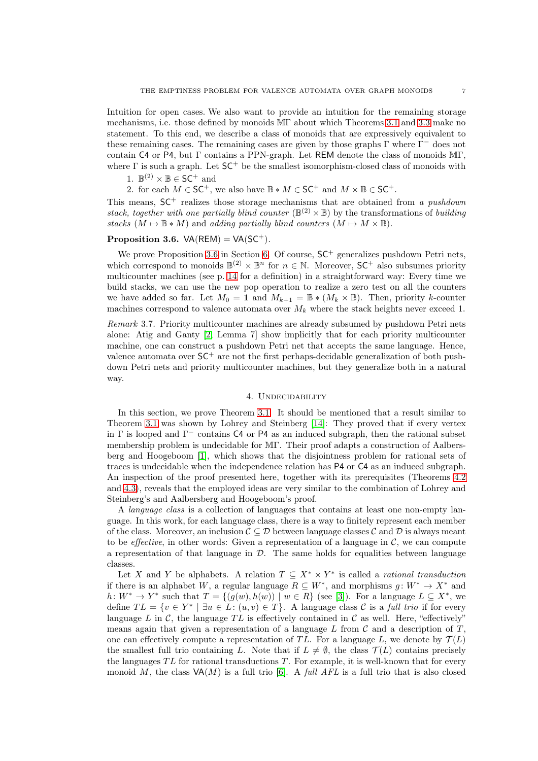Intuition for open cases. We also want to provide an intuition for the remaining storage mechanisms, i.e. those defined by monoids $\mathbb{M}\Gamma$ about which Theorems 3.1 and 3.3 make no statement. To this end, we describe a class of monoids that are expressively equivalent to these remaining cases. The remaining cases are given by those graphs $\Gamma$ where $\Gamma^-$ does not contain $\mathsf{C4}$ or $\mathsf{P4}$, but $\Gamma$ contains a PPN-graph. Let $\mathsf{REM}$ denote the class of monoids $\mathbb{M}\Gamma$, where $\Gamma$ is such a graph. Let $\mathsf{SC}^+$ be the smallest isomorphism-closed class of monoids with

1. $\mathbb{B}^{(2)} \times \mathbb{B} \in \mathsf{SC}^+$ and
2. for each $M \in \mathsf{SC}^+$, we also have $\mathbb{B} * M \in \mathsf{SC}^+$ and $M \times \mathbb{B} \in \mathsf{SC}^+$.

This means, $\mathsf{SC}^+$ realizes those storage mechanisms that are obtained from *a pushdown stack, together with one partially blind counter* ($\mathbb{B}^{(2)} \times \mathbb{B}$) by the transformations of *building stacks* ($M \mapsto \mathbb{B} * M$) and *adding partially blind counters* ($M \mapsto M \times \mathbb{B}$).

**Proposition 3.6.** $\mathsf{VA}(\mathsf{REM}) = \mathsf{VA}(\mathsf{SC}^+)$.

We prove Proposition 3.6 in Section 6. Of course, $\mathsf{SC}^+$ generalizes pushdown Petri nets, which correspond to monoids $\mathbb{B}^{(2)} \times \mathbb{B}^n$ for $n \in \mathbb{N}$. Moreover, $\mathsf{SC}^+$ also subsumes priority multicounter machines (see p. 14 for a definition) in a straightforward way: Every time we build stacks, we can use the new pop operation to realize a zero test on all the counters we have added so far. Let $M_0 = \mathbf{1}$ and $M_{k+1} = \mathbb{B} * (M_k \times \mathbb{B})$. Then, priority $k$-counter machines correspond to valence automata over $M_k$ where the stack heights never exceed 1.

*Remark* 3.7. Priority multicounter machines are already subsumed by pushdown Petri nets alone: Atig and Ganty [2, Lemma 7] show implicitly that for each priority multicounter machine, one can construct a pushdown Petri net that accepts the same language. Hence, valence automata over $\mathsf{SC}^+$ are not the first perhaps-decidable generalization of both pushdown Petri nets and priority multicounter machines, but they generalize both in a natural way.

## 4. Undecidability

In this section, we prove Theorem 3.1. It should be mentioned that a result similar to Theorem 3.1 was shown by Lohrey and Steinberg [14]: They proved that if every vertex in $\Gamma$ is looped and $\Gamma^-$ contains $\mathsf{C4}$ or $\mathsf{P4}$ as an induced subgraph, then the rational subset membership problem is undecidable for $\mathbb{M}\Gamma$. Their proof adapts a construction of Aalbersberg and Hoogeboom [1], which shows that the disjointness problem for rational sets of traces is undecidable when the independence relation has $\mathsf{P4}$ or $\mathsf{C4}$ as an induced subgraph. An inspection of the proof presented here, together with its prerequisites (Theorems 4.2 and 4.3), reveals that the employed ideas are very similar to the combination of Lohrey and Steinberg's and Aalbersberg and Hoogeboom's proof.

A *language class* is a collection of languages that contains at least one non-empty language. In this work, for each language class, there is a way to finitely represent each member of the class. Moreover, an inclusion $\mathcal{C} \subseteq \mathcal{D}$ between language classes $\mathcal{C}$ and $\mathcal{D}$ is always meant to be *effective*, in other words: Given a representation of a language in $\mathcal{C}$, we can compute a representation of that language in $\mathcal{D}$. The same holds for equalities between language classes.

Let $X$ and $Y$ be alphabets. A relation $T \subseteq X^* \times Y^*$ is called a *rational transduction* if there is an alphabet $W$, a regular language $R \subseteq W^*$, and morphisms $g\colon W^* \to X^*$ and $h\colon W^* \to Y^*$ such that $T = \{(g(w), h(w)) \mid w \in R\}$ (see [3]). For a language $L \subseteq X^*$, we define $TL = \{v \in Y^* \mid \exists u \in L\colon (u, v) \in T\}$. A language class $\mathcal{C}$ is a *full trio* if for every language $L$ in $\mathcal{C}$, the language $TL$ is effectively contained in $\mathcal{C}$ as well. Here, "effectively" means again that given a representation of a language $L$ from $\mathcal{C}$ and a description of $T$, one can effectively compute a representation of $TL$. For a language $L$, we denote by $\mathcal{T}(L)$ the smallest full trio containing $L$. Note that if $L \neq \emptyset$, the class $\mathcal{T}(L)$ contains precisely the languages $TL$ for rational transductions $T$. For example, it is well-known that for every monoid $M$, the class $\mathsf{VA}(M)$ is a full trio [6]. A *full AFL* is a full trio that is also closed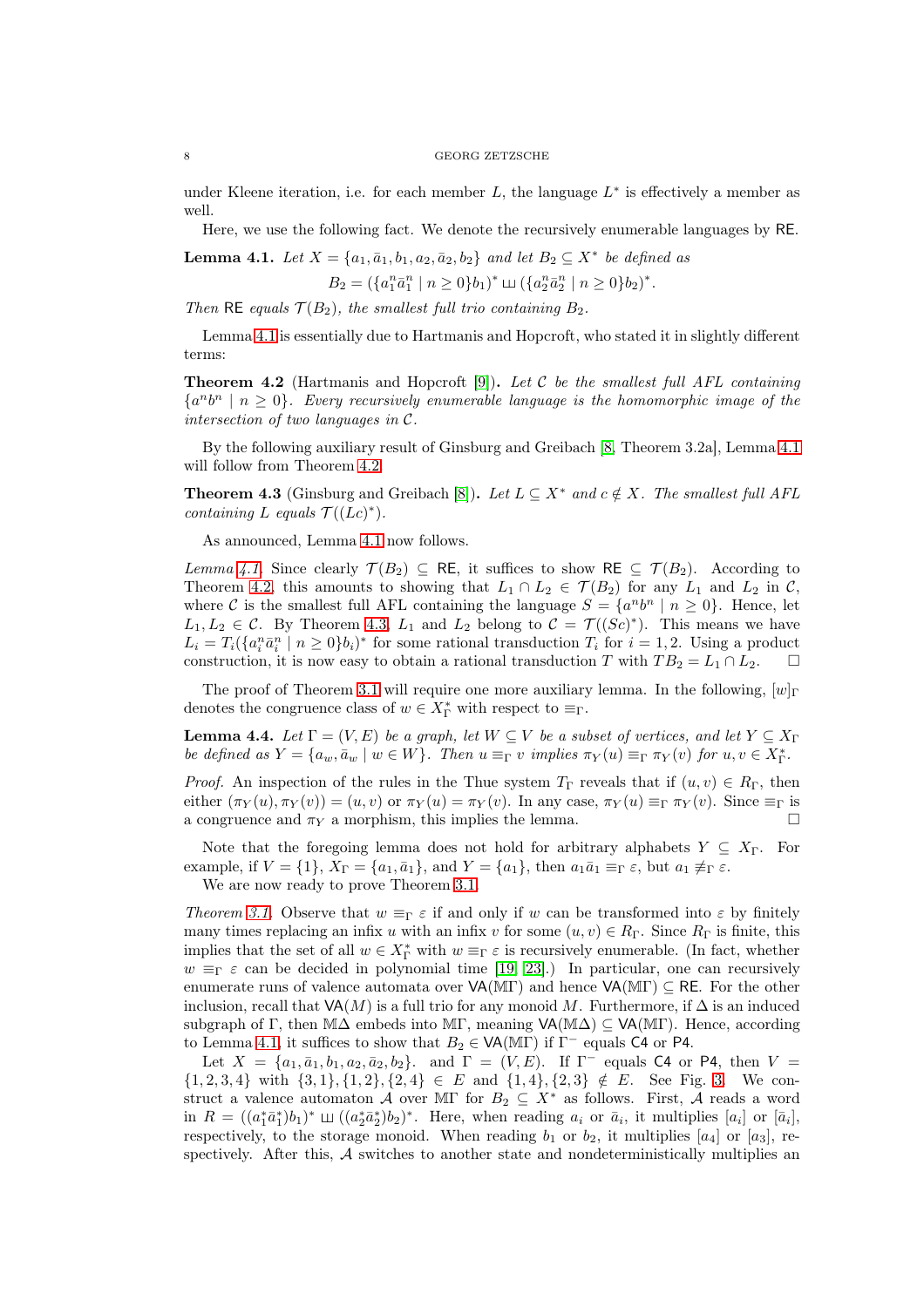under Kleene iteration, i.e. for each member $L$, the language $L^*$ is effectively a member as well.

Here, we use the following fact. We denote the recursively enumerable languages by $\mathsf{RE}$.

**Lemma 4.1.** *Let $X = \{a_1, \bar{a}_1, b_1, a_2, \bar{a}_2, b_2\}$ and let $B_2 \subseteq X^*$ be defined as*

$$B_2 = (\{a_1^n \bar{a}_1^n \mid n \geq 0\} b_1)^* \sqcup\!\sqcup (\{a_2^n \bar{a}_2^n \mid n \geq 0\} b_2)^*.$$

*Then $\mathsf{RE}$ equals $\mathcal{T}(B_2)$, the smallest full trio containing $B_2$.*

Lemma 4.1 is essentially due to Hartmanis and Hopcroft, who stated it in slightly different terms:

**Theorem 4.2** (Hartmanis and Hopcroft [9])**.** *Let $\mathcal{C}$ be the smallest full AFL containing $\{a^n b^n \mid n \geq 0\}$. Every recursively enumerable language is the homomorphic image of the intersection of two languages in $\mathcal{C}$.*

By the following auxiliary result of Ginsburg and Greibach [8, Theorem 3.2a], Lemma 4.1 will follow from Theorem 4.2.

**Theorem 4.3** (Ginsburg and Greibach [8])**.** *Let $L \subseteq X^*$ and $c \notin X$. The smallest full AFL containing $L$ equals $\mathcal{T}((Lc)^*)$.*

As announced, Lemma 4.1 now follows.

*Lemma 4.1.* Since clearly $\mathcal{T}(B_2) \subseteq \mathsf{RE}$, it suffices to show $\mathsf{RE} \subseteq \mathcal{T}(B_2)$. According to Theorem 4.2, this amounts to showing that $L_1 \cap L_2 \in \mathcal{T}(B_2)$ for any $L_1$ and $L_2$ in $\mathcal{C}$, where $\mathcal{C}$ is the smallest full AFL containing the language $S = \{a^n b^n \mid n \geq 0\}$. Hence, let $L_1, L_2 \in \mathcal{C}$. By Theorem 4.3, $L_1$ and $L_2$ belong to $\mathcal{C} = \mathcal{T}((Sc)^*)$. This means we have $L_i = T_i(\{a_i^n \bar{a}_i^n \mid n \geq 0\} b_i)^*$ for some rational transduction $T_i$ for $i = 1, 2$. Using a product construction, it is now easy to obtain a rational transduction $T$ with $TB_2 = L_1 \cap L_2$. $\square$

The proof of Theorem 3.1 will require one more auxiliary lemma. In the following, $[w]_\Gamma$ denotes the congruence class of $w \in X_\Gamma^*$ with respect to $\equiv_\Gamma$.

**Lemma 4.4.** *Let $\Gamma = (V, E)$ be a graph, let $W \subseteq V$ be a subset of vertices, and let $Y \subseteq X_\Gamma$ be defined as $Y = \{a_w, \bar{a}_w \mid w \in W\}$. Then $u \equiv_\Gamma v$ implies $\pi_Y(u) \equiv_\Gamma \pi_Y(v)$ for $u, v \in X_\Gamma^*$.*

*Proof.* An inspection of the rules in the Thue system $T_\Gamma$ reveals that if $(u, v) \in R_\Gamma$, then either $(\pi_Y(u), \pi_Y(v)) = (u, v)$ or $\pi_Y(u) = \pi_Y(v)$. In any case, $\pi_Y(u) \equiv_\Gamma \pi_Y(v)$. Since $\equiv_\Gamma$ is a congruence and $\pi_Y$ a morphism, this implies the lemma. $\square$

Note that the foregoing lemma does not hold for arbitrary alphabets $Y \subseteq X_\Gamma$. For example, if $V = \{1\}$, $X_\Gamma = \{a_1, \bar{a}_1\}$, and $Y = \{a_1\}$, then $a_1 \bar{a}_1 \equiv_\Gamma \varepsilon$, but $a_1 \not\equiv_\Gamma \varepsilon$.

We are now ready to prove Theorem 3.1.

*Theorem 3.1.* Observe that $w \equiv_\Gamma \varepsilon$ if and only if $w$ can be transformed into $\varepsilon$ by finitely many times replacing an infix $u$ with an infix $v$ for some $(u, v) \in R_\Gamma$. Since $R_\Gamma$ is finite, this implies that the set of all $w \in X_\Gamma^*$ with $w \equiv_\Gamma \varepsilon$ is recursively enumerable. (In fact, whether $w \equiv_\Gamma \varepsilon$ can be decided in polynomial time [19, 23].) In particular, one can recursively enumerate runs of valence automata over $\mathsf{VA}(\mathbb{M}\Gamma)$ and hence $\mathsf{VA}(\mathbb{M}\Gamma) \subseteq \mathsf{RE}$. For the other inclusion, recall that $\mathsf{VA}(M)$ is a full trio for any monoid $M$. Furthermore, if $\Delta$ is an induced subgraph of $\Gamma$, then $\mathbb{M}\Delta$ embeds into $\mathbb{M}\Gamma$, meaning $\mathsf{VA}(\mathbb{M}\Delta) \subseteq \mathsf{VA}(\mathbb{M}\Gamma)$. Hence, according to Lemma 4.1, it suffices to show that $B_2 \in \mathsf{VA}(\mathbb{M}\Gamma)$ if $\Gamma^-$ equals $\mathsf{C4}$ or $\mathsf{P4}$.

Let $X = \{a_1, \bar{a}_1, b_1, a_2, \bar{a}_2, b_2\}$. and $\Gamma = (V, E)$. If $\Gamma^-$ equals $\mathsf{C4}$ or $\mathsf{P4}$, then $V = \{1, 2, 3, 4\}$ with $\{3, 1\}, \{1, 2\}, \{2, 4\} \in E$ and $\{1, 4\}, \{2, 3\} \notin E$. See Fig. 3. We construct a valence automaton $\mathcal{A}$ over $\mathbb{M}\Gamma$ for $B_2 \subseteq X^*$ as follows. First, $\mathcal{A}$ reads a word in $R = ((a_1^* \bar{a}_1^*) b_1)^* \sqcup\!\sqcup ((a_2^* \bar{a}_2^*) b_2)^*$. Here, when reading $a_i$ or $\bar{a}_i$, it multiplies $[a_i]$ or $[\bar{a}_i]$, respectively, to the storage monoid. When reading $b_1$ or $b_2$, it multiplies $[a_4]$ or $[a_3]$, respectively. After this, $\mathcal{A}$ switches to another state and nondeterministically multiplies an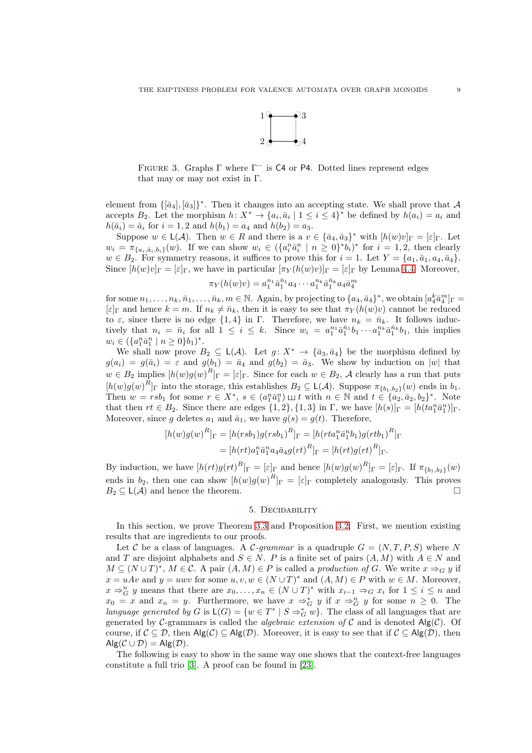FIGURE 3. Graphs $\Gamma$ where $\Gamma^-$ is $\mathsf{C4}$ or $\mathsf{P4}$. Dotted lines represent edges that may or may not exist in $\Gamma$.

element from $\{[\bar{a}_4], [\bar{a}_3]\}^*$. Then it changes into an accepting state. We shall prove that $\mathcal{A}$ accepts $B_2$. Let the morphism $h\colon X^* \to \{a_i, \bar{a}_i \mid 1 \le i \le 4\}^*$ be defined by $h(a_i) = a_i$ and $h(\bar{a}_i) = \bar{a}_i$ for $i = 1, 2$ and $h(b_1) = a_4$ and $h(b_2) = a_3$.

Suppose $w \in \mathsf{L}(\mathcal{A})$. Then $w \in R$ and there is a $v \in \{\bar{a}_4, \bar{a}_3\}^*$ with $[h(w)v]_\Gamma = [\varepsilon]_\Gamma$. Let $w_i = \pi_{\{a_i, \bar{a}_i, b_i\}}(w)$. If we can show $w_i \in (\{a_i^n \bar{a}_i^n \mid n \ge 0\}^* b_i)^*$ for $i = 1, 2$, then clearly $w \in B_2$. For symmetry reasons, it suffices to prove this for $i = 1$. Let $Y = \{a_1, \bar{a}_1, a_4, \bar{a}_4\}$. Since $[h(w)v]_\Gamma = [\varepsilon]_\Gamma$, we have in particular $[\pi_Y(h(w)v)]_\Gamma = [\varepsilon]_\Gamma$ by Lemma 4.4. Moreover,

$$\pi_Y(h(w)v) = a_1^{n_1} \bar{a}_1^{\bar{n}_1} a_4 \cdots a_1^{n_k} \bar{a}_1^{\bar{n}_k} a_4 \bar{a}_4^m$$

for some $n_1, \ldots, n_k, \bar{n}_1, \ldots, \bar{n}_k, m \in \mathbb{N}$. Again, by projecting to $\{a_4, \bar{a}_4\}^*$, we obtain $[a_4^k \bar{a}_4^m]_\Gamma = [\varepsilon]_\Gamma$ and hence $k = m$. If $n_k \ne \bar{n}_k$, then it is easy to see that $\pi_Y(h(w)v)$ cannot be reduced to $\varepsilon$, since there is no edge $\{1, 4\}$ in $\Gamma$. Therefore, we have $n_k = \bar{n}_k$. It follows inductively that $n_i = \bar{n}_i$ for all $1 \le i \le k$. Since $w_i = a_1^{n_1} \bar{a}_1^{\bar{n}_1} b_1 \cdots a_1^{n_k} \bar{a}_1^{\bar{n}_k} b_1$, this implies $w_i \in (\{a_1^n \bar{a}_1^n \mid n \ge 0\} b_1)^*$.

We shall now prove $B_2 \subseteq \mathsf{L}(\mathcal{A})$. Let $g\colon X^* \to \{\bar{a}_3, \bar{a}_4\}$ be the morphism defined by $g(a_i) = g(\bar{a}_i) = \varepsilon$ and $g(b_1) = \bar{a}_4$ and $g(b_2) = \bar{a}_3$. We show by induction on $|w|$ that $w \in B_2$ implies $[h(w)g(w)^R]_\Gamma = [\varepsilon]_\Gamma$. Since for each $w \in B_2$, $\mathcal{A}$ clearly has a run that puts $[h(w)g(w)^R]_\Gamma$ into the storage, this establishes $B_2 \subseteq \mathsf{L}(\mathcal{A})$. Suppose $\pi_{\{b_1, b_2\}}(w)$ ends in $b_1$. Then $w = rsb_1$ for some $r \in X^*$, $s \in (a_1^n \bar{a}_1^n) \sqcup t$ with $n \in \mathbb{N}$ and $t \in \{a_2, \bar{a}_2, b_2\}^*$. Note that then $rt \in B_2$. Since there are edges $\{1, 2\}, \{1, 3\}$ in $\Gamma$, we have $[h(s)]_\Gamma = [h(ta_1^n \bar{a}_1^n)]_\Gamma$. Moreover, since $g$ deletes $a_1$ and $\bar{a}_1$, we have $g(s) = g(t)$. Therefore,

$$\begin{aligned}
[h(w)g(w)^R]_\Gamma &= [h(rsb_1)g(rsb_1)^R]_\Gamma = [h(rta_1^n \bar{a}_1^n b_1)g(rtb_1)^R]_\Gamma \\
&= [h(rt)a_1^n \bar{a}_1^n a_4 \bar{a}_4 g(rt)^R]_\Gamma = [h(rt)g(rt)^R]_\Gamma.
\end{aligned}$$

By induction, we have $[h(rt)g(rt)^R]_\Gamma = [\varepsilon]_\Gamma$ and hence $[h(w)g(w)^R]_\Gamma = [\varepsilon]_\Gamma$. If $\pi_{\{b_1, b_2\}}(w)$ ends in $b_2$, then one can show $[h(w)g(w)^R]_\Gamma = [\varepsilon]_\Gamma$ completely analogously. This proves $B_2 \subseteq \mathsf{L}(\mathcal{A})$ and hence the theorem. $\square$

## 5. Decidability

In this section, we prove Theorem 3.3 and Proposition 3.2. First, we mention existing results that are ingredients to our proofs.

Let $\mathcal{C}$ be a class of languages. A *$\mathcal{C}$-grammar* is a quadruple $G = (N, T, P, S)$ where $N$ and $T$ are disjoint alphabets and $S \in N$. $P$ is a finite set of pairs $(A, M)$ with $A \in N$ and $M \subseteq (N \cup T)^*$, $M \in \mathcal{C}$. A pair $(A, M) \in P$ is called a *production of* $G$. We write $x \Rightarrow_G y$ if $x = uAv$ and $y = uwv$ for some $u, v, w \in (N \cup T)^*$ and $(A, M) \in P$ with $w \in M$. Moreover, $x \Rightarrow_G^n y$ means that there are $x_0, \ldots, x_n \in (N \cup T)^*$ with $x_{i-1} \Rightarrow_G x_i$ for $1 \le i \le n$ and $x_0 = x$ and $x_n = y$. Furthermore, we have $x \Rightarrow_G^* y$ if $x \Rightarrow_G^n y$ for some $n \ge 0$. The *language generated by* $G$ is $\mathsf{L}(G) = \{w \in T^* \mid S \Rightarrow_G^* w\}$. The class of all languages that are generated by $\mathcal{C}$-grammars is called the *algebraic extension of* $\mathcal{C}$ and is denoted $\mathsf{Alg}(\mathcal{C})$. Of course, if $\mathcal{C} \subseteq \mathcal{D}$, then $\mathsf{Alg}(\mathcal{C}) \subseteq \mathsf{Alg}(\mathcal{D})$. Moreover, it is easy to see that if $\mathcal{C} \subseteq \mathsf{Alg}(\mathcal{D})$, then $\mathsf{Alg}(\mathcal{C} \cup \mathcal{D}) = \mathsf{Alg}(\mathcal{D})$.

The following is easy to show in the same way one shows that the context-free languages constitute a full trio [3]. A proof can be found in [23].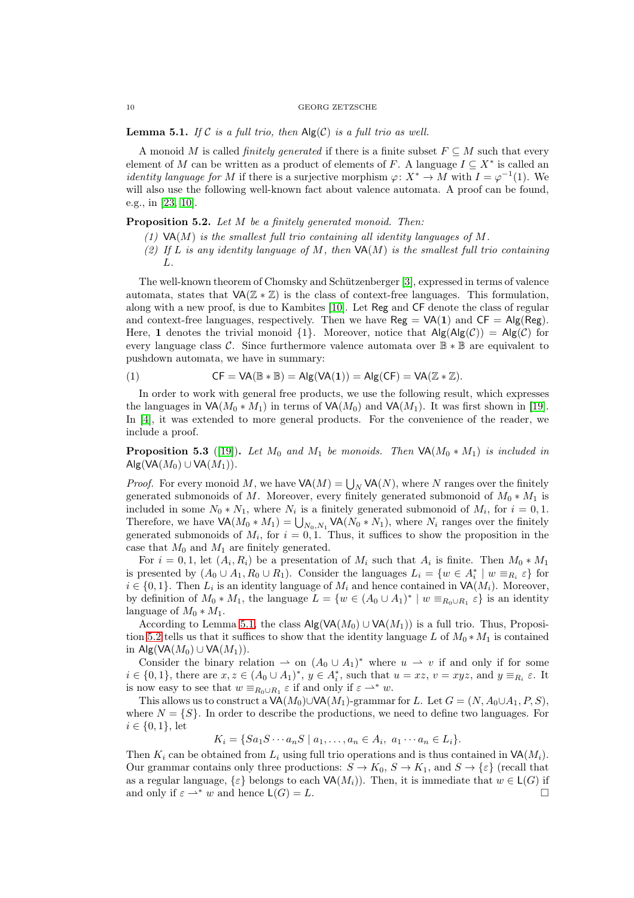**Lemma 5.1.** *If $\mathcal{C}$ is a full trio, then $\mathsf{Alg}(\mathcal{C})$ is a full trio as well.*

A monoid $M$ is called *finitely generated* if there is a finite subset $F \subseteq M$ such that every element of $M$ can be written as a product of elements of $F$. A language $I \subseteq X^*$ is called an *identity language for* $M$ if there is a surjective morphism $\varphi\colon X^* \to M$ with $I = \varphi^{-1}(1)$. We will also use the following well-known fact about valence automata. A proof can be found, e.g., in [23, 10].

**Proposition 5.2.** *Let $M$ be a finitely generated monoid. Then:*

*(1) $\mathsf{VA}(M)$ is the smallest full trio containing all identity languages of $M$.*

*(2) If $L$ is any identity language of $M$, then $\mathsf{VA}(M)$ is the smallest full trio containing $L$.*

The well-known theorem of Chomsky and Schützenberger [3], expressed in terms of valence automata, states that $\mathsf{VA}(\mathbb{Z} * \mathbb{Z})$ is the class of context-free languages. This formulation, along with a new proof, is due to Kambites [10]. Let $\mathsf{Reg}$ and $\mathsf{CF}$ denote the class of regular and context-free languages, respectively. Then we have $\mathsf{Reg} = \mathsf{VA}(\mathbf{1})$ and $\mathsf{CF} = \mathsf{Alg}(\mathsf{Reg})$. Here, $\mathbf{1}$ denotes the trivial monoid $\{1\}$. Moreover, notice that $\mathsf{Alg}(\mathsf{Alg}(\mathcal{C})) = \mathsf{Alg}(\mathcal{C})$ for every language class $\mathcal{C}$. Since furthermore valence automata over $\mathbb{B} * \mathbb{B}$ are equivalent to pushdown automata, we have in summary:

$$\mathsf{CF} = \mathsf{VA}(\mathbb{B} * \mathbb{B}) = \mathsf{Alg}(\mathsf{VA}(\mathbf{1})) = \mathsf{Alg}(\mathsf{CF}) = \mathsf{VA}(\mathbb{Z} * \mathbb{Z}). \tag{1}$$

In order to work with general free products, we use the following result, which expresses the languages in $\mathsf{VA}(M_0 * M_1)$ in terms of $\mathsf{VA}(M_0)$ and $\mathsf{VA}(M_1)$. It was first shown in [19]. In [4], it was extended to more general products. For the convenience of the reader, we include a proof.

**Proposition 5.3** ([19])**.** *Let $M_0$ and $M_1$ be monoids. Then $\mathsf{VA}(M_0 * M_1)$ is included in $\mathsf{Alg}(\mathsf{VA}(M_0) \cup \mathsf{VA}(M_1))$.*

*Proof.* For every monoid $M$, we have $\mathsf{VA}(M) = \bigcup_N \mathsf{VA}(N)$, where $N$ ranges over the finitely generated submonoids of $M$. Moreover, every finitely generated submonoid of $M_0 * M_1$ is included in some $N_0 * N_1$, where $N_i$ is a finitely generated submonoid of $M_i$, for $i = 0, 1$. Therefore, we have $\mathsf{VA}(M_0 * M_1) = \bigcup_{N_0, N_1} \mathsf{VA}(N_0 * N_1)$, where $N_i$ ranges over the finitely generated submonoids of $M_i$, for $i = 0, 1$. Thus, it suffices to show the proposition in the case that $M_0$ and $M_1$ are finitely generated.

For $i = 0, 1$, let $(A_i, R_i)$ be a presentation of $M_i$ such that $A_i$ is finite. Then $M_0 * M_1$ is presented by $(A_0 \cup A_1, R_0 \cup R_1)$. Consider the languages $L_i = \{w \in A_i^* \mid w \equiv_{R_i} \varepsilon\}$ for $i \in \{0, 1\}$. Then $L_i$ is an identity language of $M_i$ and hence contained in $\mathsf{VA}(M_i)$. Moreover, by definition of $M_0 * M_1$, the language $L = \{w \in (A_0 \cup A_1)^* \mid w \equiv_{R_0 \cup R_1} \varepsilon\}$ is an identity language of $M_0 * M_1$.

According to Lemma 5.1, the class $\mathsf{Alg}(\mathsf{VA}(M_0) \cup \mathsf{VA}(M_1))$ is a full trio. Thus, Proposition 5.2 tells us that it suffices to show that the identity language $L$ of $M_0 * M_1$ is contained in $\mathsf{Alg}(\mathsf{VA}(M_0) \cup \mathsf{VA}(M_1))$.

Consider the binary relation $\rightharpoonup$ on $(A_0 \cup A_1)^*$ where $u \rightharpoonup v$ if and only if for some $i \in \{0, 1\}$, there are $x, z \in (A_0 \cup A_1)^*$, $y \in A_i^*$, such that $u = xz$, $v = xyz$, and $y \equiv_{R_i} \varepsilon$. It is now easy to see that $w \equiv_{R_0 \cup R_1} \varepsilon$ if and only if $\varepsilon \rightharpoonup^* w$.

This allows us to construct a $\mathsf{VA}(M_0) \cup \mathsf{VA}(M_1)$-grammar for $L$. Let $G = (N, A_0 \cup A_1, P, S)$, where $N = \{S\}$. In order to describe the productions, we need to define two languages. For $i \in \{0, 1\}$, let

$$K_i = \{S a_1 S \cdots a_n S \mid a_1, \ldots, a_n \in A_i,\ a_1 \cdots a_n \in L_i\}.$$

Then $K_i$ can be obtained from $L_i$ using full trio operations and is thus contained in $\mathsf{VA}(M_i)$. Our grammar contains only three productions: $S \to K_0$, $S \to K_1$, and $S \to \{\varepsilon\}$ (recall that as a regular language, $\{\varepsilon\}$ belongs to each $\mathsf{VA}(M_i)$). Then, it is immediate that $w \in \mathsf{L}(G)$ if and only if $\varepsilon \rightharpoonup^* w$ and hence $\mathsf{L}(G) = L$. $\square$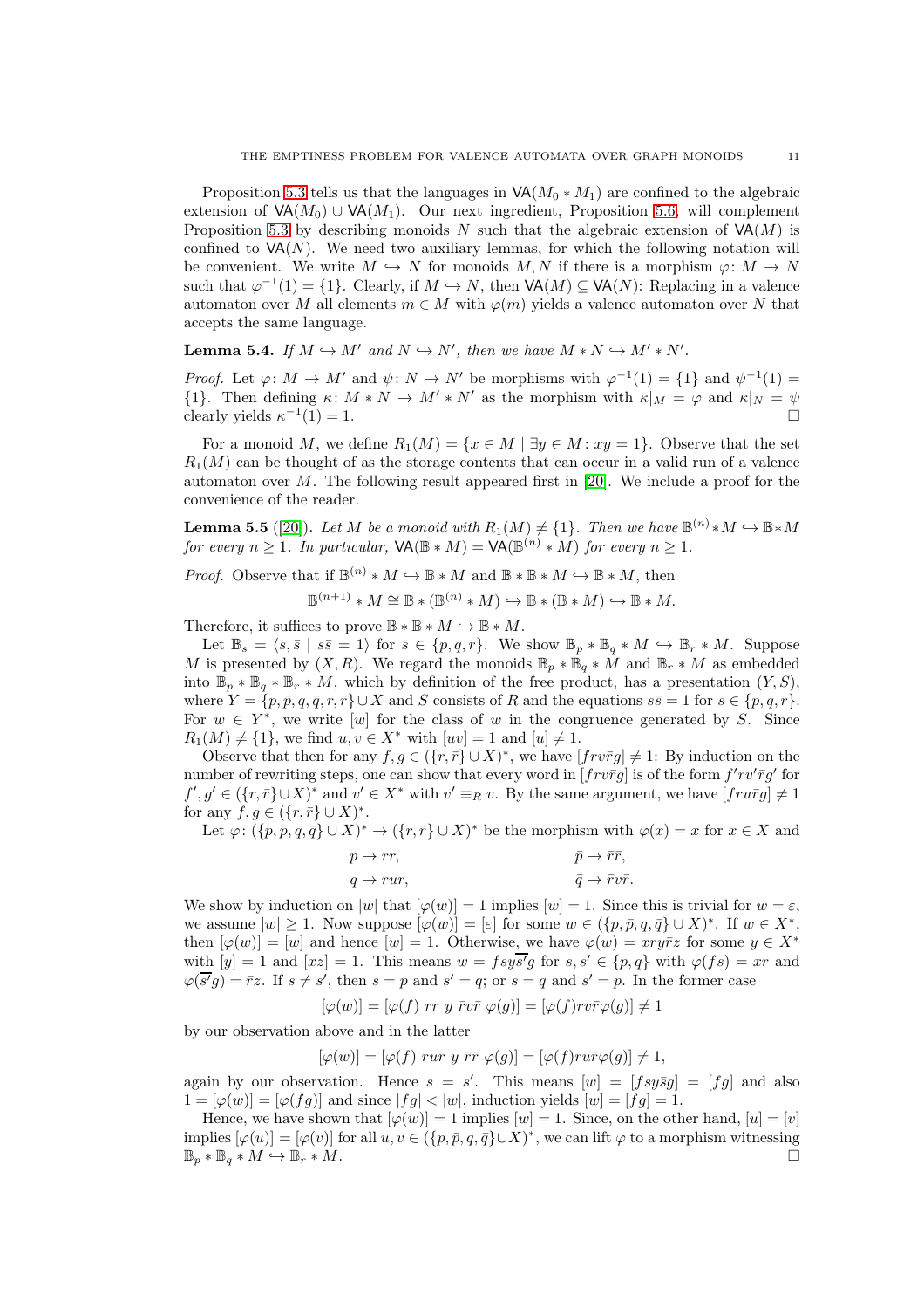Proposition 5.3 tells us that the languages in $\mathsf{VA}(M_0 * M_1)$ are confined to the algebraic extension of $\mathsf{VA}(M_0) \cup \mathsf{VA}(M_1)$. Our next ingredient, Proposition 5.6, will complement Proposition 5.3 by describing monoids $N$ such that the algebraic extension of $\mathsf{VA}(M)$ is confined to $\mathsf{VA}(N)$. We need two auxiliary lemmas, for which the following notation will be convenient. We write $M \hookrightarrow N$ for monoids $M, N$ if there is a morphism $\varphi\colon M \to N$ such that $\varphi^{-1}(1) = \{1\}$. Clearly, if $M \hookrightarrow N$, then $\mathsf{VA}(M) \subseteq \mathsf{VA}(N)$: Replacing in a valence automaton over $M$ all elements $m \in M$ with $\varphi(m)$ yields a valence automaton over $N$ that accepts the same language.

**Lemma 5.4.** *If $M \hookrightarrow M'$ and $N \hookrightarrow N'$, then we have $M * N \hookrightarrow M' * N'$.*

*Proof.* Let $\varphi\colon M \to M'$ and $\psi\colon N \to N'$ be morphisms with $\varphi^{-1}(1) = \{1\}$ and $\psi^{-1}(1) = \{1\}$. Then defining $\kappa\colon M * N \to M' * N'$ as the morphism with $\kappa|_M = \varphi$ and $\kappa|_N = \psi$ clearly yields $\kappa^{-1}(1) = 1$. $\square$

For a monoid $M$, we define $R_1(M) = \{x \in M \mid \exists y \in M\colon xy = 1\}$. Observe that the set $R_1(M)$ can be thought of as the storage contents that can occur in a valid run of a valence automaton over $M$. The following result appeared first in [20]. We include a proof for the convenience of the reader.

**Lemma 5.5** ([20]). *Let $M$ be a monoid with $R_1(M) \neq \{1\}$. Then we have $\mathbb{B}^{(n)} * M \hookrightarrow \mathbb{B} * M$ for every $n \geq 1$. In particular, $\mathsf{VA}(\mathbb{B} * M) = \mathsf{VA}(\mathbb{B}^{(n)} * M)$ for every $n \geq 1$.*

*Proof.* Observe that if $\mathbb{B}^{(n)} * M \hookrightarrow \mathbb{B} * M$ and $\mathbb{B} * \mathbb{B} * M \hookrightarrow \mathbb{B} * M$, then

$$\mathbb{B}^{(n+1)} * M \cong \mathbb{B} * (\mathbb{B}^{(n)} * M) \hookrightarrow \mathbb{B} * (\mathbb{B} * M) \hookrightarrow \mathbb{B} * M.$$

Therefore, it suffices to prove $\mathbb{B} * \mathbb{B} * M \hookrightarrow \mathbb{B} * M$.

Let $\mathbb{B}_s = \langle s, \bar{s} \mid s\bar{s} = 1\rangle$ for $s \in \{p, q, r\}$. We show $\mathbb{B}_p * \mathbb{B}_q * M \hookrightarrow \mathbb{B}_r * M$. Suppose $M$ is presented by $(X, R)$. We regard the monoids $\mathbb{B}_p * \mathbb{B}_q * M$ and $\mathbb{B}_r * M$ as embedded into $\mathbb{B}_p * \mathbb{B}_q * \mathbb{B}_r * M$, which by definition of the free product, has a presentation $(Y, S)$, where $Y = \{p, \bar{p}, q, \bar{q}, r, \bar{r}\} \cup X$ and $S$ consists of $R$ and the equations $s\bar{s} = 1$ for $s \in \{p, q, r\}$. For $w \in Y^*$, we write $[w]$ for the class of $w$ in the congruence generated by $S$. Since $R_1(M) \neq \{1\}$, we find $u, v \in X^*$ with $[uv] = 1$ and $[u] \neq 1$.

Observe that then for any $f, g \in (\{r, \bar{r}\} \cup X)^*$, we have $[frv\bar{r}g] \neq 1$: By induction on the number of rewriting steps, one can show that every word in $[frv\bar{r}g]$ is of the form $f'rv'\bar{r}g'$ for $f', g' \in (\{r, \bar{r}\} \cup X)^*$ and $v' \in X^*$ with $v' \equiv_R v$. By the same argument, we have $[fru\bar{r}g] \neq 1$ for any $f, g \in (\{r, \bar{r}\} \cup X)^*$.

Let $\varphi\colon (\{p, \bar{p}, q, \bar{q}\} \cup X)^* \to (\{r, \bar{r}\} \cup X)^*$ be the morphism with $\varphi(x) = x$ for $x \in X$ and

$$p \mapsto rr, \qquad \bar{p} \mapsto \bar{r}\bar{r},$$
$$q \mapsto rur, \qquad \bar{q} \mapsto \bar{r}v\bar{r}.$$

We show by induction on $|w|$ that $[\varphi(w)] = 1$ implies $[w] = 1$. Since this is trivial for $w = \varepsilon$, we assume $|w| \geq 1$. Now suppose $[\varphi(w)] = [\varepsilon]$ for some $w \in (\{p, \bar{p}, q, \bar{q}\} \cup X)^*$. If $w \in X^*$, then $[\varphi(w)] = [w]$ and hence $[w] = 1$. Otherwise, we have $\varphi(w) = xry\bar{r}z$ for some $y \in X^*$ with $[y] = 1$ and $[xz] = 1$. This means $w = fsy\overline{s'}g$ for $s, s' \in \{p, q\}$ with $\varphi(fs) = xr$ and $\varphi(\overline{s'}g) = \bar{r}z$. If $s \neq s'$, then $s = p$ and $s' = q$; or $s = q$ and $s' = p$. In the former case

$$[\varphi(w)] = [\varphi(f)\ rr\ y\ \bar{r}v\bar{r}\ \varphi(g)] = [\varphi(f)rv\bar{r}\varphi(g)] \neq 1$$

by our observation above and in the latter

$$[\varphi(w)] = [\varphi(f)\ rur\ y\ \bar{r}\bar{r}\ \varphi(g)] = [\varphi(f)ru\bar{r}\varphi(g)] \neq 1,$$

again by our observation. Hence $s = s'$. This means $[w] = [fsy\bar{s}g] = [fg]$ and also $1 = [\varphi(w)] = [\varphi(fg)]$ and since $|fg| < |w|$, induction yields $[w] = [fg] = 1$.

Hence, we have shown that $[\varphi(w)] = 1$ implies $[w] = 1$. Since, on the other hand, $[u] = [v]$ implies $[\varphi(u)] = [\varphi(v)]$ for all $u, v \in (\{p, \bar{p}, q, \bar{q}\} \cup X)^*$, we can lift $\varphi$ to a morphism witnessing $\mathbb{B}_p * \mathbb{B}_q * M \hookrightarrow \mathbb{B}_r * M$. $\square$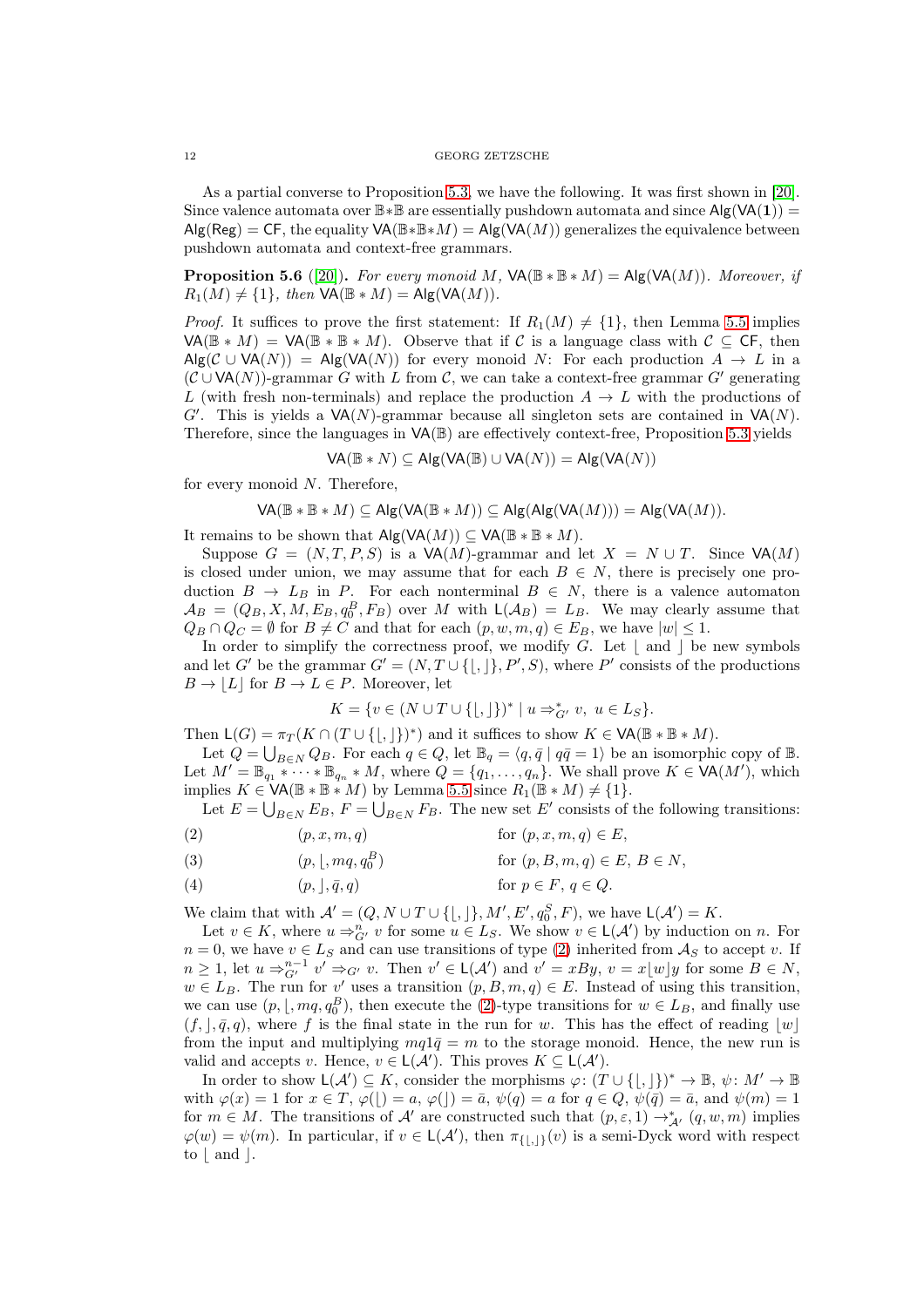As a partial converse to Proposition 5.3, we have the following. It was first shown in [20]. Since valence automata over $\mathbb{B}*\mathbb{B}$ are essentially pushdown automata and since $\mathsf{Alg}(\mathsf{VA}(\mathbf{1})) = \mathsf{Alg}(\mathsf{Reg}) = \mathsf{CF}$, the equality $\mathsf{VA}(\mathbb{B}*\mathbb{B}*M) = \mathsf{Alg}(\mathsf{VA}(M))$ generalizes the equivalence between pushdown automata and context-free grammars.

**Proposition 5.6** ([20])**.** *For every monoid $M$, $\mathsf{VA}(\mathbb{B}*\mathbb{B}*M) = \mathsf{Alg}(\mathsf{VA}(M))$. Moreover, if $R_1(M) \neq \{1\}$, then $\mathsf{VA}(\mathbb{B}*M) = \mathsf{Alg}(\mathsf{VA}(M))$.*

*Proof.* It suffices to prove the first statement: If $R_1(M) \neq \{1\}$, then Lemma 5.5 implies $\mathsf{VA}(\mathbb{B}*M) = \mathsf{VA}(\mathbb{B}*\mathbb{B}*M)$. Observe that if $\mathcal{C}$ is a language class with $\mathcal{C} \subseteq \mathsf{CF}$, then $\mathsf{Alg}(\mathcal{C} \cup \mathsf{VA}(N)) = \mathsf{Alg}(\mathsf{VA}(N))$ for every monoid $N$: For each production $A \to L$ in a $(\mathcal{C} \cup \mathsf{VA}(N))$-grammar $G$ with $L$ from $\mathcal{C}$, we can take a context-free grammar $G'$ generating $L$ (with fresh non-terminals) and replace the production $A \to L$ with the productions of $G'$. This is yields a $\mathsf{VA}(N)$-grammar because all singleton sets are contained in $\mathsf{VA}(N)$. Therefore, since the languages in $\mathsf{VA}(\mathbb{B})$ are effectively context-free, Proposition 5.3 yields

$$\mathsf{VA}(\mathbb{B}*N) \subseteq \mathsf{Alg}(\mathsf{VA}(\mathbb{B}) \cup \mathsf{VA}(N)) = \mathsf{Alg}(\mathsf{VA}(N))$$

for every monoid $N$. Therefore,

$$\mathsf{VA}(\mathbb{B}*\mathbb{B}*M) \subseteq \mathsf{Alg}(\mathsf{VA}(\mathbb{B}*M)) \subseteq \mathsf{Alg}(\mathsf{Alg}(\mathsf{VA}(M))) = \mathsf{Alg}(\mathsf{VA}(M)).$$

It remains to be shown that $\mathsf{Alg}(\mathsf{VA}(M)) \subseteq \mathsf{VA}(\mathbb{B}*\mathbb{B}*M)$.

Suppose $G = (N, T, P, S)$ is a $\mathsf{VA}(M)$-grammar and let $X = N \cup T$. Since $\mathsf{VA}(M)$ is closed under union, we may assume that for each $B \in N$, there is precisely one production $B \to L_B$ in $P$. For each nonterminal $B \in N$, there is a valence automaton $\mathcal{A}_B = (Q_B, X, M, E_B, q_0^B, F_B)$ over $M$ with $\mathsf{L}(\mathcal{A}_B) = L_B$. We may clearly assume that $Q_B \cap Q_C = \emptyset$ for $B \neq C$ and that for each $(p, w, m, q) \in E_B$, we have $|w| \leq 1$.

In order to simplify the correctness proof, we modify $G$. Let $\lfloor$ and $\rfloor$ be new symbols and let $G'$ be the grammar $G' = (N, T \cup \{\lfloor, \rfloor\}, P', S)$, where $P'$ consists of the productions $B \to \lfloor L \rfloor$ for $B \to L \in P$. Moreover, let

$$K = \{v \in (N \cup T \cup \{\lfloor, \rfloor\})^* \mid u \Rightarrow_{G'}^* v,\ u \in L_S\}.$$

Then $\mathsf{L}(G) = \pi_T(K \cap (T \cup \{\lfloor, \rfloor\})^*)$ and it suffices to show $K \in \mathsf{VA}(\mathbb{B}*\mathbb{B}*M)$.

Let $Q = \bigcup_{B \in N} Q_B$. For each $q \in Q$, let $\mathbb{B}_q = \langle q, \bar{q} \mid q\bar{q} = 1\rangle$ be an isomorphic copy of $\mathbb{B}$. Let $M' = \mathbb{B}_{q_1} * \cdots * \mathbb{B}_{q_n} * M$, where $Q = \{q_1, \ldots, q_n\}$. We shall prove $K \in \mathsf{VA}(M')$, which implies $K \in \mathsf{VA}(\mathbb{B}*\mathbb{B}*M)$ by Lemma 5.5 since $R_1(\mathbb{B}*M) \neq \{1\}$.

Let $E = \bigcup_{B \in N} E_B$, $F = \bigcup_{B \in N} F_B$. The new set $E'$ consists of the following transitions:

$$(p, x, m, q) \quad \text{for } (p, x, m, q) \in E, \tag{2}$$

$$(p, \lfloor, mq, q_0^B) \quad \text{for } (p, B, m, q) \in E,\ B \in N, \tag{3}$$

$$(p, \rfloor, \bar{q}, q) \quad \text{for } p \in F,\ q \in Q. \tag{4}$$

We claim that with $\mathcal{A}' = (Q, N \cup T \cup \{\lfloor, \rfloor\}, M', E', q_0^S, F)$, we have $\mathsf{L}(\mathcal{A}') = K$.

Let $v \in K$, where $u \Rightarrow_{G'}^n v$ for some $u \in L_S$. We show $v \in \mathsf{L}(\mathcal{A}')$ by induction on $n$. For $n = 0$, we have $v \in L_S$ and can use transitions of type (2) inherited from $\mathcal{A}_S$ to accept $v$. If $n \geq 1$, let $u \Rightarrow_{G'}^{n-1} v' \Rightarrow_{G'} v$. Then $v' \in \mathsf{L}(\mathcal{A}')$ and $v' = xBy$, $v = x\lfloor w \rfloor y$ for some $B \in N$, $w \in L_B$. The run for $v'$ uses a transition $(p, B, m, q) \in E$. Instead of using this transition, we can use $(p, \lfloor, mq, q_0^B)$, then execute the (2)-type transitions for $w \in L_B$, and finally use $(f, \rfloor, \bar{q}, q)$, where $f$ is the final state in the run for $w$. This has the effect of reading $\lfloor w \rfloor$ from the input and multiplying $mq1\bar{q} = m$ to the storage monoid. Hence, the new run is valid and accepts $v$. Hence, $v \in \mathsf{L}(\mathcal{A}')$. This proves $K \subseteq \mathsf{L}(\mathcal{A}')$.

In order to show $\mathsf{L}(\mathcal{A}') \subseteq K$, consider the morphisms $\varphi\colon (T \cup \{\lfloor, \rfloor\})^* \to \mathbb{B}$, $\psi\colon M' \to \mathbb{B}$ with $\varphi(x) = 1$ for $x \in T$, $\varphi(\lfloor) = a$, $\varphi(\rfloor) = \bar{a}$, $\psi(q) = a$ for $q \in Q$, $\psi(\bar{q}) = \bar{a}$, and $\psi(m) = 1$ for $m \in M$. The transitions of $\mathcal{A}'$ are constructed such that $(p, \varepsilon, 1) \to_{\mathcal{A}'}^* (q, w, m)$ implies $\varphi(w) = \psi(m)$. In particular, if $v \in \mathsf{L}(\mathcal{A}')$, then $\pi_{\{\lfloor, \rfloor\}}(v)$ is a semi-Dyck word with respect to $\lfloor$ and $\rfloor$.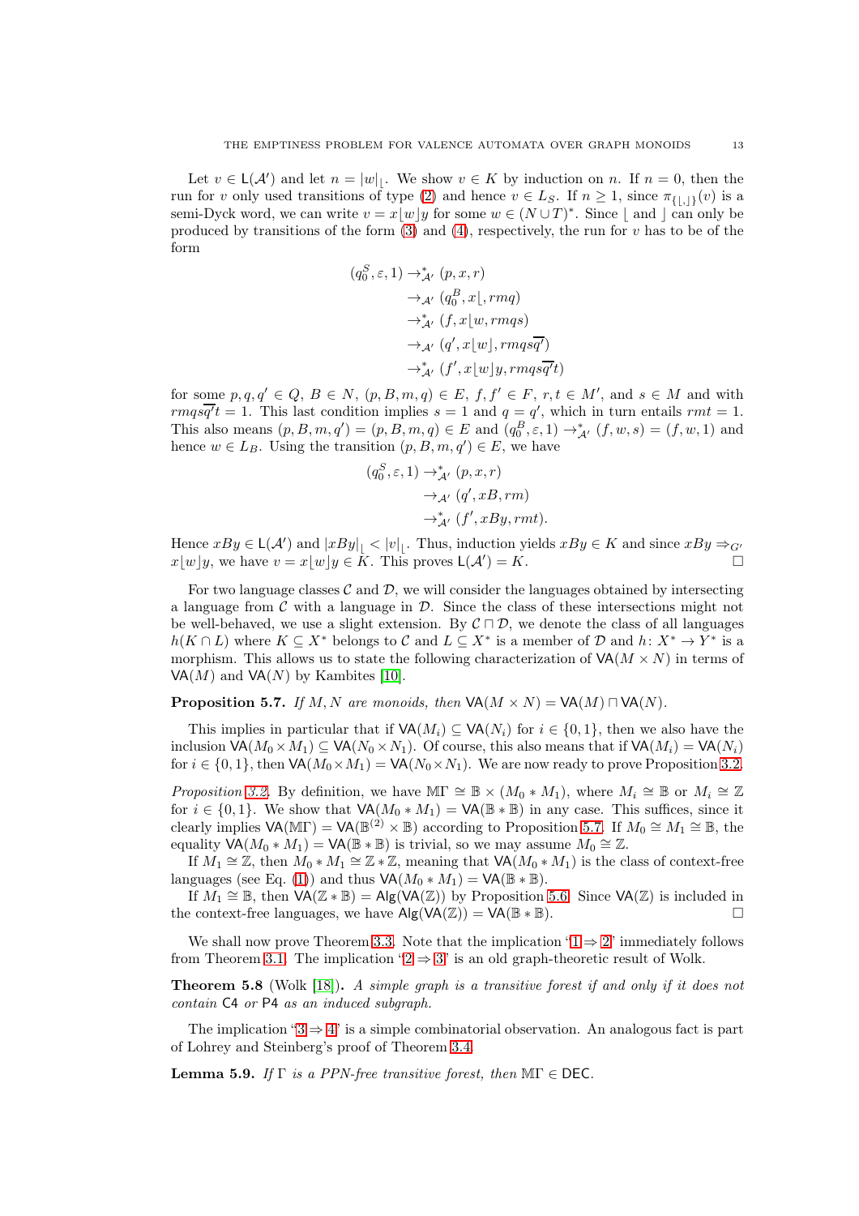Let $v \in \mathsf{L}(\mathcal{A}')$ and let $n = |w|_{\lfloor}$. We show $v \in K$ by induction on $n$. If $n = 0$, then the run for $v$ only used transitions of type (2) and hence $v \in L_S$. If $n \geq 1$, since $\pi_{\{\lfloor,\rfloor\}}(v)$ is a semi-Dyck word, we can write $v = x\lfloor w \rfloor y$ for some $w \in (N \cup T)^*$. Since $\lfloor$ and $\rfloor$ can only be produced by transitions of the form (3) and (4), respectively, the run for $v$ has to be of the form

$$\begin{aligned}
(q_0^S, \varepsilon, 1) &\to^*_{\mathcal{A}'} (p, x, r) \\
&\to_{\mathcal{A}'} (q_0^B, x\lfloor, rmq) \\
&\to^*_{\mathcal{A}'} (f, x\lfloor w, rmqs) \\
&\to_{\mathcal{A}'} (q', x\lfloor w\rfloor, rmqs\overline{q'}) \\
&\to^*_{\mathcal{A}'} (f', x\lfloor w\rfloor y, rmqs\overline{q'}t)
\end{aligned}$$

for some $p, q, q' \in Q$, $B \in N$, $(p, B, m, q) \in E$, $f, f' \in F$, $r, t \in M'$, and $s \in M$ and with $rmqs\overline{q'}t = 1$. This last condition implies $s = 1$ and $q = q'$, which in turn entails $rmt = 1$. This also means $(p, B, m, q') = (p, B, m, q) \in E$ and $(q_0^B, \varepsilon, 1) \to^*_{\mathcal{A}'} (f, w, s) = (f, w, 1)$ and hence $w \in L_B$. Using the transition $(p, B, m, q') \in E$, we have

$$\begin{aligned}
(q_0^S, \varepsilon, 1) &\to^*_{\mathcal{A}'} (p, x, r) \\
&\to_{\mathcal{A}'} (q', xB, rm) \\
&\to^*_{\mathcal{A}'} (f', xBy, rmt).
\end{aligned}$$

Hence $xBy \in \mathsf{L}(\mathcal{A}')$ and $|xBy|_{\lfloor} < |v|_{\lfloor}$. Thus, induction yields $xBy \in K$ and since $xBy \Rightarrow_{G'} x\lfloor w \rfloor y$, we have $v = x\lfloor w \rfloor y \in K$. This proves $\mathsf{L}(\mathcal{A}') = K$. □

For two language classes $\mathcal{C}$ and $\mathcal{D}$, we will consider the languages obtained by intersecting a language from $\mathcal{C}$ with a language in $\mathcal{D}$. Since the class of these intersections might not be well-behaved, we use a slight extension. By $\mathcal{C} \sqcap \mathcal{D}$, we denote the class of all languages $h(K \cap L)$ where $K \subseteq X^*$ belongs to $\mathcal{C}$ and $L \subseteq X^*$ is a member of $\mathcal{D}$ and $h\colon X^* \to Y^*$ is a morphism. This allows us to state the following characterization of $\mathsf{VA}(M \times N)$ in terms of $\mathsf{VA}(M)$ and $\mathsf{VA}(N)$ by Kambites [10].

**Proposition 5.7.** *If $M, N$ are monoids, then $\mathsf{VA}(M \times N) = \mathsf{VA}(M) \sqcap \mathsf{VA}(N)$.*

This implies in particular that if $\mathsf{VA}(M_i) \subseteq \mathsf{VA}(N_i)$ for $i \in \{0, 1\}$, then we also have the inclusion $\mathsf{VA}(M_0 \times M_1) \subseteq \mathsf{VA}(N_0 \times N_1)$. Of course, this also means that if $\mathsf{VA}(M_i) = \mathsf{VA}(N_i)$ for $i \in \{0, 1\}$, then $\mathsf{VA}(M_0 \times M_1) = \mathsf{VA}(N_0 \times N_1)$. We are now ready to prove Proposition 3.2.

*Proposition 3.2.* By definition, we have $\mathbb{M}\Gamma \cong \mathbb{B} \times (M_0 * M_1)$, where $M_i \cong \mathbb{B}$ or $M_i \cong \mathbb{Z}$ for $i \in \{0, 1\}$. We show that $\mathsf{VA}(M_0 * M_1) = \mathsf{VA}(\mathbb{B} * \mathbb{B})$ in any case. This suffices, since it clearly implies $\mathsf{VA}(\mathbb{M}\Gamma) = \mathsf{VA}(\mathbb{B}^{(2)} \times \mathbb{B})$ according to Proposition 5.7. If $M_0 \cong M_1 \cong \mathbb{B}$, the equality $\mathsf{VA}(M_0 * M_1) = \mathsf{VA}(\mathbb{B} * \mathbb{B})$ is trivial, so we may assume $M_0 \cong \mathbb{Z}$.

If $M_1 \cong \mathbb{Z}$, then $M_0 * M_1 \cong \mathbb{Z} * \mathbb{Z}$, meaning that $\mathsf{VA}(M_0 * M_1)$ is the class of context-free languages (see Eq. (1)) and thus $\mathsf{VA}(M_0 * M_1) = \mathsf{VA}(\mathbb{B} * \mathbb{B})$.

If $M_1 \cong \mathbb{B}$, then $\mathsf{VA}(\mathbb{Z} * \mathbb{B}) = \mathsf{Alg}(\mathsf{VA}(\mathbb{Z}))$ by Proposition 5.6. Since $\mathsf{VA}(\mathbb{Z})$ is included in the context-free languages, we have $\mathsf{Alg}(\mathsf{VA}(\mathbb{Z})) = \mathsf{VA}(\mathbb{B} * \mathbb{B})$. □

We shall now prove Theorem 3.3. Note that the implication '1 ⇒ 2' immediately follows from Theorem 3.1. The implication '2 ⇒ 3' is an old graph-theoretic result of Wolk.

**Theorem 5.8** (Wolk [18])**.** *A simple graph is a transitive forest if and only if it does not contain* $\mathsf{C4}$ *or* $\mathsf{P4}$ *as an induced subgraph.*

The implication '3 ⇒ 4' is a simple combinatorial observation. An analogous fact is part of Lohrey and Steinberg's proof of Theorem 3.4.

**Lemma 5.9.** *If $\Gamma$ is a PPN-free transitive forest, then $\mathbb{M}\Gamma \in \mathsf{DEC}$.*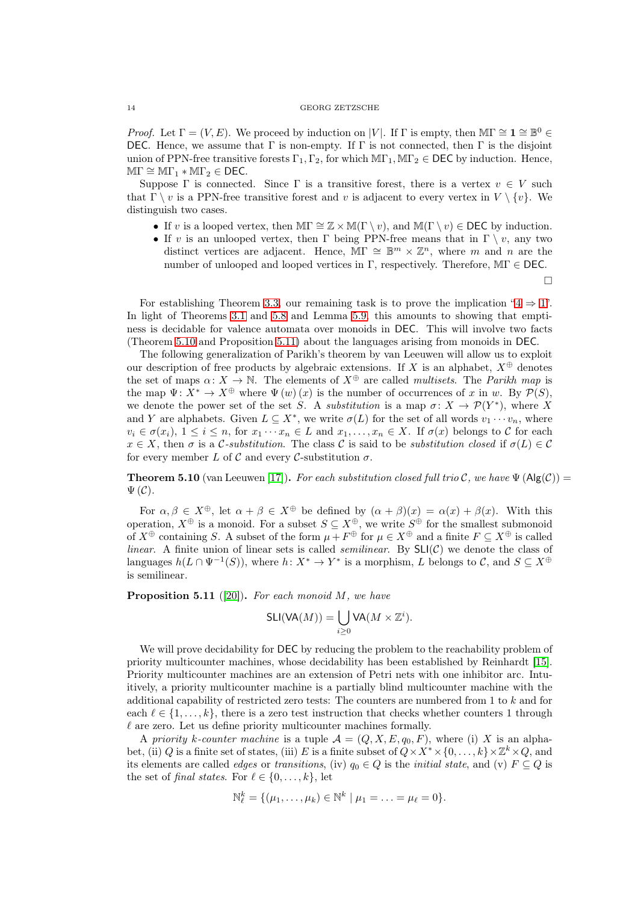*Proof.* Let $\Gamma = (V, E)$. We proceed by induction on $|V|$. If $\Gamma$ is empty, then $\mathbb{M}\Gamma \cong \mathbf{1} \cong \mathbb{B}^0 \in$ DEC. Hence, we assume that $\Gamma$ is non-empty. If $\Gamma$ is not connected, then $\Gamma$ is the disjoint union of PPN-free transitive forests $\Gamma_1, \Gamma_2$, for which $\mathbb{M}\Gamma_1, \mathbb{M}\Gamma_2 \in$ DEC by induction. Hence, $\mathbb{M}\Gamma \cong \mathbb{M}\Gamma_1 * \mathbb{M}\Gamma_2 \in$ DEC.

Suppose $\Gamma$ is connected. Since $\Gamma$ is a transitive forest, there is a vertex $v \in V$ such that $\Gamma \setminus v$ is a PPN-free transitive forest and $v$ is adjacent to every vertex in $V \setminus \{v\}$. We distinguish two cases.

- If $v$ is a looped vertex, then $\mathbb{M}\Gamma \cong \mathbb{Z} \times \mathbb{M}(\Gamma \setminus v)$, and $\mathbb{M}(\Gamma \setminus v) \in$ DEC by induction.
- If $v$ is an unlooped vertex, then $\Gamma$ being PPN-free means that in $\Gamma \setminus v$, any two distinct vertices are adjacent. Hence, $\mathbb{M}\Gamma \cong \mathbb{B}^m \times \mathbb{Z}^n$, where $m$ and $n$ are the number of unlooped and looped vertices in $\Gamma$, respectively. Therefore, $\mathbb{M}\Gamma \in$ DEC.

□

For establishing Theorem 3.3, our remaining task is to prove the implication '4 ⇒ 1'. In light of Theorems 3.1 and 5.8 and Lemma 5.9, this amounts to showing that emptiness is decidable for valence automata over monoids in DEC. This will involve two facts (Theorem 5.10 and Proposition 5.11) about the languages arising from monoids in DEC.

The following generalization of Parikh's theorem by van Leeuwen will allow us to exploit our description of free products by algebraic extensions. If $X$ is an alphabet, $X^\oplus$ denotes the set of maps $\alpha\colon X \to \mathbb{N}$. The elements of $X^\oplus$ are called *multisets*. The *Parikh map* is the map $\Psi\colon X^* \to X^\oplus$ where $\Psi(w)(x)$ is the number of occurrences of $x$ in $w$. By $\mathcal{P}(S)$, we denote the power set of the set $S$. A *substitution* is a map $\sigma\colon X \to \mathcal{P}(Y^*)$, where $X$ and $Y$ are alphabets. Given $L \subseteq X^*$, we write $\sigma(L)$ for the set of all words $v_1 \cdots v_n$, where $v_i \in \sigma(x_i)$, $1 \le i \le n$, for $x_1 \cdots x_n \in L$ and $x_1, \ldots, x_n \in X$. If $\sigma(x)$ belongs to $\mathcal{C}$ for each $x \in X$, then $\sigma$ is a $\mathcal{C}$*-substitution*. The class $\mathcal{C}$ is said to be *substitution closed* if $\sigma(L) \in \mathcal{C}$ for every member $L$ of $\mathcal{C}$ and every $\mathcal{C}$-substitution $\sigma$.

**Theorem 5.10** (van Leeuwen [17]). *For each substitution closed full trio $\mathcal{C}$, we have $\Psi(\mathsf{Alg}(\mathcal{C})) = \Psi(\mathcal{C})$.*

For $\alpha, \beta \in X^\oplus$, let $\alpha + \beta \in X^\oplus$ be defined by $(\alpha + \beta)(x) = \alpha(x) + \beta(x)$. With this operation, $X^\oplus$ is a monoid. For a subset $S \subseteq X^\oplus$, we write $S^\oplus$ for the smallest submonoid of $X^\oplus$ containing $S$. A subset of the form $\mu + F^\oplus$ for $\mu \in X^\oplus$ and a finite $F \subseteq X^\oplus$ is called *linear*. A finite union of linear sets is called *semilinear*. By $\mathsf{SLI}(\mathcal{C})$ we denote the class of languages $h(L \cap \Psi^{-1}(S))$, where $h\colon X^* \to Y^*$ is a morphism, $L$ belongs to $\mathcal{C}$, and $S \subseteq X^\oplus$ is semilinear.

**Proposition 5.11** ([20]). *For each monoid $M$, we have*

$$\mathsf{SLI}(\mathsf{VA}(M)) = \bigcup_{i \ge 0} \mathsf{VA}(M \times \mathbb{Z}^i).$$

We will prove decidability for DEC by reducing the problem to the reachability problem of priority multicounter machines, whose decidability has been established by Reinhardt [15]. Priority multicounter machines are an extension of Petri nets with one inhibitor arc. Intuitively, a priority multicounter machine is a partially blind multicounter machine with the additional capability of restricted zero tests: The counters are numbered from 1 to $k$ and for each $\ell \in \{1, \ldots, k\}$, there is a zero test instruction that checks whether counters 1 through $\ell$ are zero. Let us define priority multicounter machines formally.

A *priority $k$-counter machine* is a tuple $\mathcal{A} = (Q, X, E, q_0, F)$, where (i) $X$ is an alphabet, (ii) $Q$ is a finite set of states, (iii) $E$ is a finite subset of $Q \times X^* \times \{0, \ldots, k\} \times \mathbb{Z}^k \times Q$, and its elements are called *edges* or *transitions*, (iv) $q_0 \in Q$ is the *initial state*, and (v) $F \subseteq Q$ is the set of *final states*. For $\ell \in \{0, \ldots, k\}$, let

$$\mathbb{N}^k_\ell = \{(\mu_1, \ldots, \mu_k) \in \mathbb{N}^k \mid \mu_1 = \ldots = \mu_\ell = 0\}.$$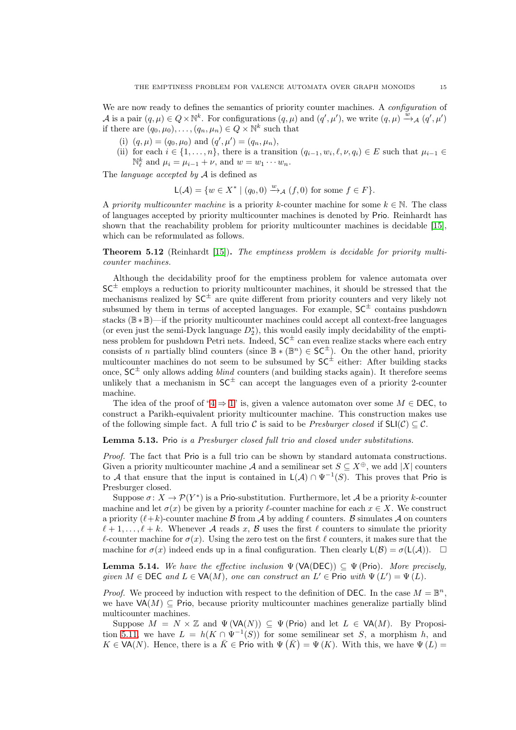We are now ready to defines the semantics of priority counter machines. A *configuration* of $\mathcal{A}$ is a pair $(q,\mu) \in Q \times \mathbb{N}^k$. For configurations $(q,\mu)$ and $(q',\mu')$, we write $(q,\mu) \xrightarrow{w}_{\mathcal{A}} (q',\mu')$ if there are $(q_0,\mu_0),\ldots,(q_n,\mu_n) \in Q \times \mathbb{N}^k$ such that

- (i) $(q,\mu) = (q_0,\mu_0)$ and $(q',\mu') = (q_n,\mu_n)$,
- (ii) for each $i \in \{1,\ldots,n\}$, there is a transition $(q_{i-1}, w_i, \ell, \nu, q_i) \in E$ such that $\mu_{i-1} \in \mathbb{N}^k_\ell$ and $\mu_i = \mu_{i-1} + \nu$, and $w = w_1 \cdots w_n$.

The *language accepted by* $\mathcal{A}$ is defined as

$$\mathsf{L}(\mathcal{A}) = \{w \in X^* \mid (q_0, 0) \xrightarrow{w}_{\mathcal{A}} (f, 0) \text{ for some } f \in F\}.$$

A *priority multicounter machine* is a priority $k$-counter machine for some $k \in \mathbb{N}$. The class of languages accepted by priority multicounter machines is denoted by $\mathsf{Prio}$. Reinhardt has shown that the reachability problem for priority multicounter machines is decidable [15], which can be reformulated as follows.

**Theorem 5.12** (Reinhardt [15])**.** *The emptiness problem is decidable for priority multicounter machines.*

Although the decidability proof for the emptiness problem for valence automata over $\mathsf{SC}^\pm$ employs a reduction to priority multicounter machines, it should be stressed that the mechanisms realized by $\mathsf{SC}^\pm$ are quite different from priority counters and very likely not subsumed by them in terms of accepted languages. For example, $\mathsf{SC}^\pm$ contains pushdown stacks ($\mathbb{B} * \mathbb{B}$)—if the priority multicounter machines could accept all context-free languages (or even just the semi-Dyck language $D_2^*$), this would easily imply decidability of the emptiness problem for pushdown Petri nets. Indeed, $\mathsf{SC}^\pm$ can even realize stacks where each entry consists of $n$ partially blind counters (since $\mathbb{B} * (\mathbb{B}^n) \in \mathsf{SC}^\pm$). On the other hand, priority multicounter machines do not seem to be subsumed by $\mathsf{SC}^\pm$ either: After building stacks once, $\mathsf{SC}^\pm$ only allows adding *blind* counters (and building stacks again). It therefore seems unlikely that a mechanism in $\mathsf{SC}^\pm$ can accept the languages even of a priority 2-counter machine.

The idea of the proof of "4 ⇒ 1" is, given a valence automaton over some $M \in \mathsf{DEC}$, to construct a Parikh-equivalent priority multicounter machine. This construction makes use of the following simple fact. A full trio $\mathcal{C}$ is said to be *Presburger closed* if $\mathsf{SLI}(\mathcal{C}) \subseteq \mathcal{C}$.

**Lemma 5.13.** $\mathsf{Prio}$ *is a Presburger closed full trio and closed under substitutions.*

*Proof.* The fact that $\mathsf{Prio}$ is a full trio can be shown by standard automata constructions. Given a priority multicounter machine $\mathcal{A}$ and a semilinear set $S \subseteq X^\oplus$, we add $|X|$ counters to $\mathcal{A}$ that ensure that the input is contained in $\mathsf{L}(\mathcal{A}) \cap \Psi^{-1}(S)$. This proves that $\mathsf{Prio}$ is Presburger closed.

Suppose $\sigma\colon X \to \mathcal{P}(Y^*)$ is a $\mathsf{Prio}$-substitution. Furthermore, let $\mathcal{A}$ be a priority $k$-counter machine and let $\sigma(x)$ be given by a priority $\ell$-counter machine for each $x \in X$. We construct a priority $(\ell+k)$-counter machine $\mathcal{B}$ from $\mathcal{A}$ by adding $\ell$ counters. $\mathcal{B}$ simulates $\mathcal{A}$ on counters $\ell+1,\ldots,\ell+k$. Whenever $\mathcal{A}$ reads $x$, $\mathcal{B}$ uses the first $\ell$ counters to simulate the priority $\ell$-counter machine for $\sigma(x)$. Using the zero test on the first $\ell$ counters, it makes sure that the machine for $\sigma(x)$ indeed ends up in a final configuration. Then clearly $\mathsf{L}(\mathcal{B}) = \sigma(\mathsf{L}(\mathcal{A}))$. □

**Lemma 5.14.** *We have the effective inclusion* $\Psi(\mathsf{VA}(\mathsf{DEC})) \subseteq \Psi(\mathsf{Prio})$*. More precisely, given* $M \in \mathsf{DEC}$ *and* $L \in \mathsf{VA}(M)$*, one can construct an* $L' \in \mathsf{Prio}$ *with* $\Psi(L') = \Psi(L)$*.*

*Proof.* We proceed by induction with respect to the definition of $\mathsf{DEC}$. In the case $M = \mathbb{B}^n$, we have $\mathsf{VA}(M) \subseteq \mathsf{Prio}$, because priority multicounter machines generalize partially blind multicounter machines.

Suppose $M = N \times \mathbb{Z}$ and $\Psi(\mathsf{VA}(N)) \subseteq \Psi(\mathsf{Prio})$ and let $L \in \mathsf{VA}(M)$. By Proposition 5.11, we have $L = h(K \cap \Psi^{-1}(S))$ for some semilinear set $S$, a morphism $h$, and $K \in \mathsf{VA}(N)$. Hence, there is a $\bar{K} \in \mathsf{Prio}$ with $\Psi(\bar{K}) = \Psi(K)$. With this, we have $\Psi(L) =$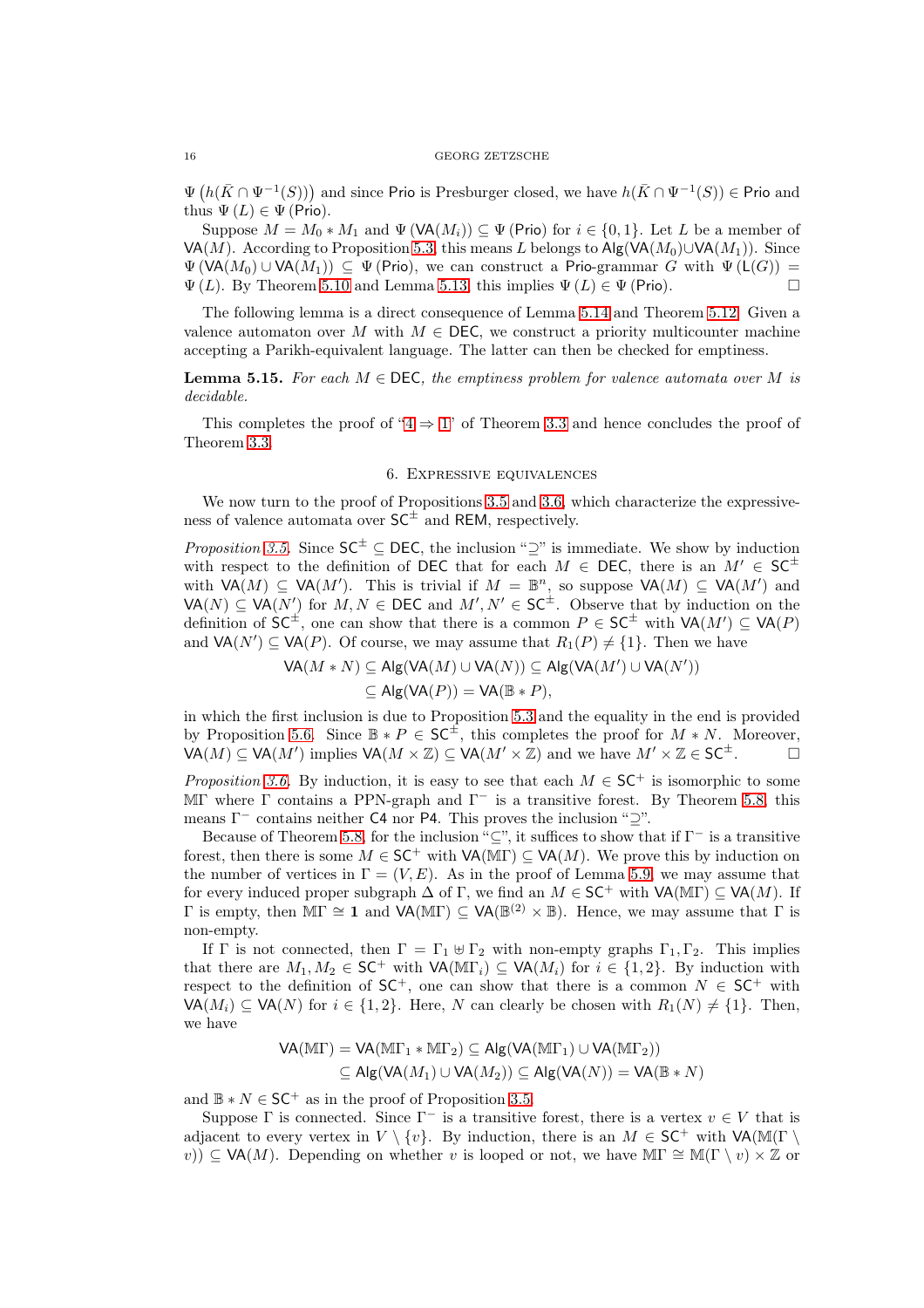$\Psi\left(h(\bar{K} \cap \Psi^{-1}(S))\right)$ and since $\mathsf{Prio}$ is Presburger closed, we have $h(\bar{K} \cap \Psi^{-1}(S)) \in \mathsf{Prio}$ and thus $\Psi(L) \in \Psi(\mathsf{Prio})$.

Suppose $M = M_0 * M_1$ and $\Psi(\mathsf{VA}(M_i)) \subseteq \Psi(\mathsf{Prio})$ for $i \in \{0, 1\}$. Let $L$ be a member of $\mathsf{VA}(M)$. According to Proposition 5.3, this means $L$ belongs to $\mathsf{Alg}(\mathsf{VA}(M_0) \cup \mathsf{VA}(M_1))$. Since $\Psi(\mathsf{VA}(M_0) \cup \mathsf{VA}(M_1)) \subseteq \Psi(\mathsf{Prio})$, we can construct a $\mathsf{Prio}$-grammar $G$ with $\Psi(\mathsf{L}(G)) = \Psi(L)$. By Theorem 5.10 and Lemma 5.13, this implies $\Psi(L) \in \Psi(\mathsf{Prio})$. □

The following lemma is a direct consequence of Lemma 5.14 and Theorem 5.12. Given a valence automaton over $M$ with $M \in \mathsf{DEC}$, we construct a priority multicounter machine accepting a Parikh-equivalent language. The latter can then be checked for emptiness.

**Lemma 5.15.** *For each $M \in \mathsf{DEC}$, the emptiness problem for valence automata over $M$ is decidable.*

This completes the proof of "4 ⇒ 1" of Theorem 3.3 and hence concludes the proof of Theorem 3.3.

## 6. Expressive equivalences

We now turn to the proof of Propositions 3.5 and 3.6, which characterize the expressiveness of valence automata over $\mathsf{SC}^{\pm}$ and $\mathsf{REM}$, respectively.

*Proposition 3.5.* Since $\mathsf{SC}^{\pm} \subseteq \mathsf{DEC}$, the inclusion "⊇" is immediate. We show by induction with respect to the definition of $\mathsf{DEC}$ that for each $M \in \mathsf{DEC}$, there is an $M' \in \mathsf{SC}^{\pm}$ with $\mathsf{VA}(M) \subseteq \mathsf{VA}(M')$. This is trivial if $M = \mathbb{B}^n$, so suppose $\mathsf{VA}(M) \subseteq \mathsf{VA}(M')$ and $\mathsf{VA}(N) \subseteq \mathsf{VA}(N')$ for $M, N \in \mathsf{DEC}$ and $M', N' \in \mathsf{SC}^{\pm}$. Observe that by induction on the definition of $\mathsf{SC}^{\pm}$, one can show that there is a common $P \in \mathsf{SC}^{\pm}$ with $\mathsf{VA}(M') \subseteq \mathsf{VA}(P)$ and $\mathsf{VA}(N') \subseteq \mathsf{VA}(P)$. Of course, we may assume that $R_1(P) \neq \{1\}$. Then we have

$$\begin{aligned}\mathsf{VA}(M * N) &\subseteq \mathsf{Alg}(\mathsf{VA}(M) \cup \mathsf{VA}(N)) \subseteq \mathsf{Alg}(\mathsf{VA}(M') \cup \mathsf{VA}(N')) \\ &\subseteq \mathsf{Alg}(\mathsf{VA}(P)) = \mathsf{VA}(\mathbb{B} * P),\end{aligned}$$

in which the first inclusion is due to Proposition 5.3 and the equality in the end is provided by Proposition 5.6. Since $\mathbb{B} * P \in \mathsf{SC}^{\pm}$, this completes the proof for $M * N$. Moreover, $\mathsf{VA}(M) \subseteq \mathsf{VA}(M')$ implies $\mathsf{VA}(M \times \mathbb{Z}) \subseteq \mathsf{VA}(M' \times \mathbb{Z})$ and we have $M' \times \mathbb{Z} \in \mathsf{SC}^{\pm}$. □

*Proposition 3.6.* By induction, it is easy to see that each $M \in \mathsf{SC}^{+}$ is isomorphic to some $\mathbb{M}\Gamma$ where $\Gamma$ contains a PPN-graph and $\Gamma^{-}$ is a transitive forest. By Theorem 5.8, this means $\Gamma^{-}$ contains neither $\mathsf{C4}$ nor $\mathsf{P4}$. This proves the inclusion "⊇".

Because of Theorem 5.8, for the inclusion "⊆", it suffices to show that if $\Gamma^{-}$ is a transitive forest, then there is some $M \in \mathsf{SC}^{+}$ with $\mathsf{VA}(\mathbb{M}\Gamma) \subseteq \mathsf{VA}(M)$. We prove this by induction on the number of vertices in $\Gamma = (V, E)$. As in the proof of Lemma 5.9, we may assume that for every induced proper subgraph $\Delta$ of $\Gamma$, we find an $M \in \mathsf{SC}^{+}$ with $\mathsf{VA}(\mathbb{M}\Gamma) \subseteq \mathsf{VA}(M)$. If $\Gamma$ is empty, then $\mathbb{M}\Gamma \cong \mathbf{1}$ and $\mathsf{VA}(\mathbb{M}\Gamma) \subseteq \mathsf{VA}(\mathbb{B}^{(2)} \times \mathbb{B})$. Hence, we may assume that $\Gamma$ is non-empty.

If $\Gamma$ is not connected, then $\Gamma = \Gamma_1 \uplus \Gamma_2$ with non-empty graphs $\Gamma_1, \Gamma_2$. This implies that there are $M_1, M_2 \in \mathsf{SC}^{+}$ with $\mathsf{VA}(\mathbb{M}\Gamma_i) \subseteq \mathsf{VA}(M_i)$ for $i \in \{1, 2\}$. By induction with respect to the definition of $\mathsf{SC}^{+}$, one can show that there is a common $N \in \mathsf{SC}^{+}$ with $\mathsf{VA}(M_i) \subseteq \mathsf{VA}(N)$ for $i \in \{1, 2\}$. Here, $N$ can clearly be chosen with $R_1(N) \neq \{1\}$. Then, we have

$$\begin{aligned}\mathsf{VA}(\mathbb{M}\Gamma) = \mathsf{VA}(\mathbb{M}\Gamma_1 * \mathbb{M}\Gamma_2) &\subseteq \mathsf{Alg}(\mathsf{VA}(\mathbb{M}\Gamma_1) \cup \mathsf{VA}(\mathbb{M}\Gamma_2)) \\ &\subseteq \mathsf{Alg}(\mathsf{VA}(M_1) \cup \mathsf{VA}(M_2)) \subseteq \mathsf{Alg}(\mathsf{VA}(N)) = \mathsf{VA}(\mathbb{B} * N)\end{aligned}$$

and $\mathbb{B} * N \in \mathsf{SC}^{+}$ as in the proof of Proposition 3.5.

Suppose $\Gamma$ is connected. Since $\Gamma^{-}$ is a transitive forest, there is a vertex $v \in V$ that is adjacent to every vertex in $V \setminus \{v\}$. By induction, there is an $M \in \mathsf{SC}^{+}$ with $\mathsf{VA}(\mathbb{M}(\Gamma \setminus v)) \subseteq \mathsf{VA}(M)$. Depending on whether $v$ is looped or not, we have $\mathbb{M}\Gamma \cong \mathbb{M}(\Gamma \setminus v) \times \mathbb{Z}$ or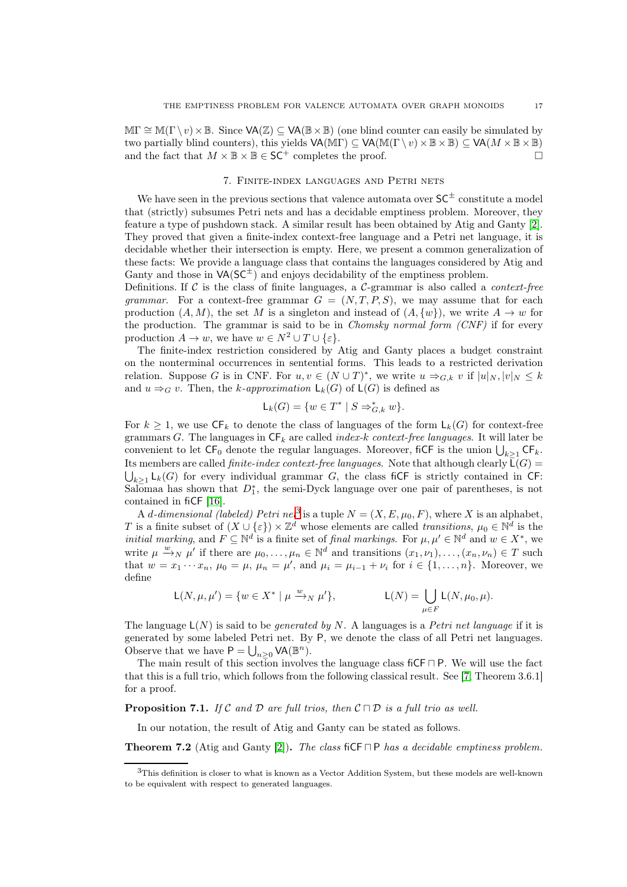$\mathbb{M}\Gamma \cong \mathbb{M}(\Gamma \setminus v) \times \mathbb{B}$. Since $\mathsf{VA}(\mathbb{Z}) \subseteq \mathsf{VA}(\mathbb{B} \times \mathbb{B})$ (one blind counter can easily be simulated by two partially blind counters), this yields $\mathsf{VA}(\mathbb{M}\Gamma) \subseteq \mathsf{VA}(\mathbb{M}(\Gamma \setminus v) \times \mathbb{B} \times \mathbb{B}) \subseteq \mathsf{VA}(M \times \mathbb{B} \times \mathbb{B})$ and the fact that $M \times \mathbb{B} \times \mathbb{B} \in \mathsf{SC}^+$ completes the proof. □

## 7. Finite-index languages and Petri nets

We have seen in the previous sections that valence automata over $\mathsf{SC}^\pm$ constitute a model that (strictly) subsumes Petri nets and has a decidable emptiness problem. Moreover, they feature a type of pushdown stack. A similar result has been obtained by Atig and Ganty [2]. They proved that given a finite-index context-free language and a Petri net language, it is decidable whether their intersection is empty. Here, we present a common generalization of these facts: We provide a language class that contains the languages considered by Atig and Ganty and those in $\mathsf{VA}(\mathsf{SC}^\pm)$ and enjoys decidability of the emptiness problem.

Definitions. If $\mathcal{C}$ is the class of finite languages, a $\mathcal{C}$-grammar is also called a *context-free grammar*. For a context-free grammar $G = (N, T, P, S)$, we may assume that for each production $(A, M)$, the set $M$ is a singleton and instead of $(A, \{w\})$, we write $A \to w$ for the production. The grammar is said to be in *Chomsky normal form (CNF)* if for every production $A \to w$, we have $w \in N^2 \cup T \cup \{\varepsilon\}$.

The finite-index restriction considered by Atig and Ganty places a budget constraint on the nonterminal occurrences in sentential forms. This leads to a restricted derivation relation. Suppose $G$ is in CNF. For $u, v \in (N \cup T)^*$, we write $u \Rightarrow_{G,k} v$ if $|u|_N, |v|_N \leq k$ and $u \Rightarrow_G v$. Then, the *k-approximation* $\mathsf{L}_k(G)$ of $\mathsf{L}(G)$ is defined as

$$\mathsf{L}_k(G) = \{w \in T^* \mid S \Rightarrow_{G,k}^* w\}.$$

For $k \geq 1$, we use $\mathsf{CF}_k$ to denote the class of languages of the form $\mathsf{L}_k(G)$ for context-free grammars $G$. The languages in $\mathsf{CF}_k$ are called *index-k context-free languages*. It will later be convenient to let $\mathsf{CF}_0$ denote the regular languages. Moreover, $\mathsf{fiCF}$ is the union $\bigcup_{k \geq 1} \mathsf{CF}_k$. Its members are called *finite-index context-free languages*. Note that although clearly $\mathsf{L}(G) = \bigcup_{k \geq 1} \mathsf{L}_k(G)$ for every individual grammar $G$, the class $\mathsf{fiCF}$ is strictly contained in $\mathsf{CF}$: Salomaa has shown that $D_1^*$, the semi-Dyck language over one pair of parentheses, is not contained in $\mathsf{fiCF}$ [16].

A *d-dimensional (labeled) Petri net*[3] is a tuple $N = (X, E, \mu_0, F)$, where $X$ is an alphabet, $T$ is a finite subset of $(X \cup \{\varepsilon\}) \times \mathbb{Z}^d$ whose elements are called *transitions*, $\mu_0 \in \mathbb{N}^d$ is the *initial marking*, and $F \subseteq \mathbb{N}^d$ is a finite set of *final markings*. For $\mu, \mu' \in \mathbb{N}^d$ and $w \in X^*$, we write $\mu \xrightarrow{w}_N \mu'$ if there are $\mu_0, \ldots, \mu_n \in \mathbb{N}^d$ and transitions $(x_1, \nu_1), \ldots, (x_n, \nu_n) \in T$ such that $w = x_1 \cdots x_n$, $\mu_0 = \mu$, $\mu_n = \mu'$, and $\mu_i = \mu_{i-1} + \nu_i$ for $i \in \{1, \ldots, n\}$. Moreover, we define

$$\mathsf{L}(N, \mu, \mu') = \{w \in X^* \mid \mu \xrightarrow{w}_N \mu'\}, \qquad \mathsf{L}(N) = \bigcup_{\mu \in F} \mathsf{L}(N, \mu_0, \mu).$$

The language $\mathsf{L}(N)$ is said to be *generated by* $N$. A languages is a *Petri net language* if it is generated by some labeled Petri net. By $\mathsf{P}$, we denote the class of all Petri net languages. Observe that we have $\mathsf{P} = \bigcup_{n \geq 0} \mathsf{VA}(\mathbb{B}^n)$.

The main result of this section involves the language class $\mathsf{fiCF} \sqcap \mathsf{P}$. We will use the fact that this is a full trio, which follows from the following classical result. See [7, Theorem 3.6.1] for a proof.

**Proposition 7.1.** *If $\mathcal{C}$ and $\mathcal{D}$ are full trios, then $\mathcal{C} \sqcap \mathcal{D}$ is a full trio as well.*

In our notation, the result of Atig and Ganty can be stated as follows.

**Theorem 7.2** (Atig and Ganty [2]). *The class $\mathsf{fiCF} \sqcap \mathsf{P}$ has a decidable emptiness problem.*

---

[3] This definition is closer to what is known as a Vector Addition System, but these models are well-known to be equivalent with respect to generated languages.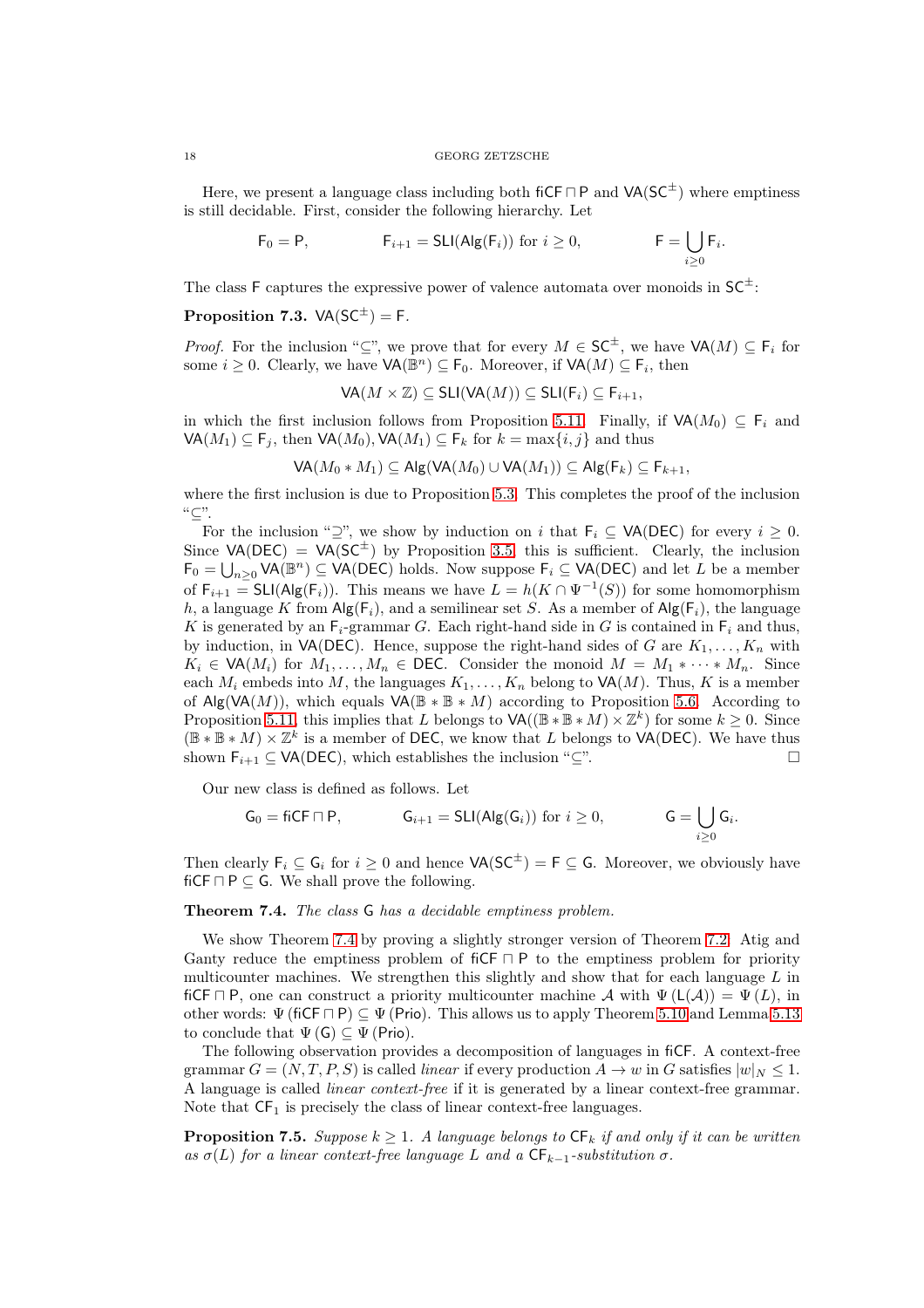Here, we present a language class including both $\mathsf{fiCF} \sqcap \mathsf{P}$ and $\mathsf{VA}(\mathsf{SC}^{\pm})$ where emptiness is still decidable. First, consider the following hierarchy. Let

$$\mathsf{F}_0 = \mathsf{P}, \qquad \mathsf{F}_{i+1} = \mathsf{SLI}(\mathsf{Alg}(\mathsf{F}_i)) \text{ for } i \geq 0, \qquad \mathsf{F} = \bigcup_{i\geq 0} \mathsf{F}_i.$$

The class $\mathsf{F}$ captures the expressive power of valence automata over monoids in $\mathsf{SC}^{\pm}$:

**Proposition 7.3.** $\mathsf{VA}(\mathsf{SC}^{\pm}) = \mathsf{F}$.

*Proof.* For the inclusion "$\subseteq$", we prove that for every $M \in \mathsf{SC}^{\pm}$, we have $\mathsf{VA}(M) \subseteq \mathsf{F}_i$ for some $i \geq 0$. Clearly, we have $\mathsf{VA}(\mathbb{B}^n) \subseteq \mathsf{F}_0$. Moreover, if $\mathsf{VA}(M) \subseteq \mathsf{F}_i$, then

$$\mathsf{VA}(M \times \mathbb{Z}) \subseteq \mathsf{SLI}(\mathsf{VA}(M)) \subseteq \mathsf{SLI}(\mathsf{F}_i) \subseteq \mathsf{F}_{i+1},$$

in which the first inclusion follows from Proposition 5.11. Finally, if $\mathsf{VA}(M_0) \subseteq \mathsf{F}_i$ and $\mathsf{VA}(M_1) \subseteq \mathsf{F}_j$, then $\mathsf{VA}(M_0), \mathsf{VA}(M_1) \subseteq \mathsf{F}_k$ for $k = \max\{i, j\}$ and thus

$$\mathsf{VA}(M_0 * M_1) \subseteq \mathsf{Alg}(\mathsf{VA}(M_0) \cup \mathsf{VA}(M_1)) \subseteq \mathsf{Alg}(\mathsf{F}_k) \subseteq \mathsf{F}_{k+1},$$

where the first inclusion is due to Proposition 5.3. This completes the proof of the inclusion "$\subseteq$".

For the inclusion "$\supseteq$", we show by induction on $i$ that $\mathsf{F}_i \subseteq \mathsf{VA}(\mathsf{DEC})$ for every $i \geq 0$. Since $\mathsf{VA}(\mathsf{DEC}) = \mathsf{VA}(\mathsf{SC}^{\pm})$ by Proposition 3.5, this is sufficient. Clearly, the inclusion $\mathsf{F}_0 = \bigcup_{n\geq 0} \mathsf{VA}(\mathbb{B}^n) \subseteq \mathsf{VA}(\mathsf{DEC})$ holds. Now suppose $\mathsf{F}_i \subseteq \mathsf{VA}(\mathsf{DEC})$ and let $L$ be a member of $\mathsf{F}_{i+1} = \mathsf{SLI}(\mathsf{Alg}(\mathsf{F}_i))$. This means we have $L = h(K \cap \Psi^{-1}(S))$ for some homomorphism $h$, a language $K$ from $\mathsf{Alg}(\mathsf{F}_i)$, and a semilinear set $S$. As a member of $\mathsf{Alg}(\mathsf{F}_i)$, the language $K$ is generated by an $\mathsf{F}_i$-grammar $G$. Each right-hand side in $G$ is contained in $\mathsf{F}_i$ and thus, by induction, in $\mathsf{VA}(\mathsf{DEC})$. Hence, suppose the right-hand sides of $G$ are $K_1, \ldots, K_n$ with $K_i \in \mathsf{VA}(M_i)$ for $M_1, \ldots, M_n \in \mathsf{DEC}$. Consider the monoid $M = M_1 * \cdots * M_n$. Since each $M_i$ embeds into $M$, the languages $K_1, \ldots, K_n$ belong to $\mathsf{VA}(M)$. Thus, $K$ is a member of $\mathsf{Alg}(\mathsf{VA}(M))$, which equals $\mathsf{VA}(\mathbb{B} * \mathbb{B} * M)$ according to Proposition 5.6. According to Proposition 5.11, this implies that $L$ belongs to $\mathsf{VA}((\mathbb{B} * \mathbb{B} * M) \times \mathbb{Z}^k)$ for some $k \geq 0$. Since $(\mathbb{B} * \mathbb{B} * M) \times \mathbb{Z}^k$ is a member of $\mathsf{DEC}$, we know that $L$ belongs to $\mathsf{VA}(\mathsf{DEC})$. We have thus shown $\mathsf{F}_{i+1} \subseteq \mathsf{VA}(\mathsf{DEC})$, which establishes the inclusion "$\subseteq$". $\square$

Our new class is defined as follows. Let

$$\mathsf{G}_0 = \mathsf{fiCF} \sqcap \mathsf{P}, \qquad \mathsf{G}_{i+1} = \mathsf{SLI}(\mathsf{Alg}(\mathsf{G}_i)) \text{ for } i \geq 0, \qquad \mathsf{G} = \bigcup_{i\geq 0} \mathsf{G}_i.$$

Then clearly $\mathsf{F}_i \subseteq \mathsf{G}_i$ for $i \geq 0$ and hence $\mathsf{VA}(\mathsf{SC}^{\pm}) = \mathsf{F} \subseteq \mathsf{G}$. Moreover, we obviously have $\mathsf{fiCF} \sqcap \mathsf{P} \subseteq \mathsf{G}$. We shall prove the following.

**Theorem 7.4.** *The class* $\mathsf{G}$ *has a decidable emptiness problem.*

We show Theorem 7.4 by proving a slightly stronger version of Theorem 7.2. Atig and Ganty reduce the emptiness problem of $\mathsf{fiCF} \sqcap \mathsf{P}$ to the emptiness problem for priority multicounter machines. We strengthen this slightly and show that for each language $L$ in $\mathsf{fiCF} \sqcap \mathsf{P}$, one can construct a priority multicounter machine $\mathcal{A}$ with $\Psi(\mathsf{L}(\mathcal{A})) = \Psi(L)$, in other words: $\Psi(\mathsf{fiCF} \sqcap \mathsf{P}) \subseteq \Psi(\mathsf{Prio})$. This allows us to apply Theorem 5.10 and Lemma 5.13 to conclude that $\Psi(\mathsf{G}) \subseteq \Psi(\mathsf{Prio})$.

The following observation provides a decomposition of languages in $\mathsf{fiCF}$. A context-free grammar $G = (N, T, P, S)$ is called *linear* if every production $A \to w$ in $G$ satisfies $|w|_N \leq 1$. A language is called *linear context-free* if it is generated by a linear context-free grammar. Note that $\mathsf{CF}_1$ is precisely the class of linear context-free languages.

**Proposition 7.5.** *Suppose* $k \geq 1$. *A language belongs to* $\mathsf{CF}_k$ *if and only if it can be written as* $\sigma(L)$ *for a linear context-free language* $L$ *and a* $\mathsf{CF}_{k-1}$*-substitution* $\sigma$.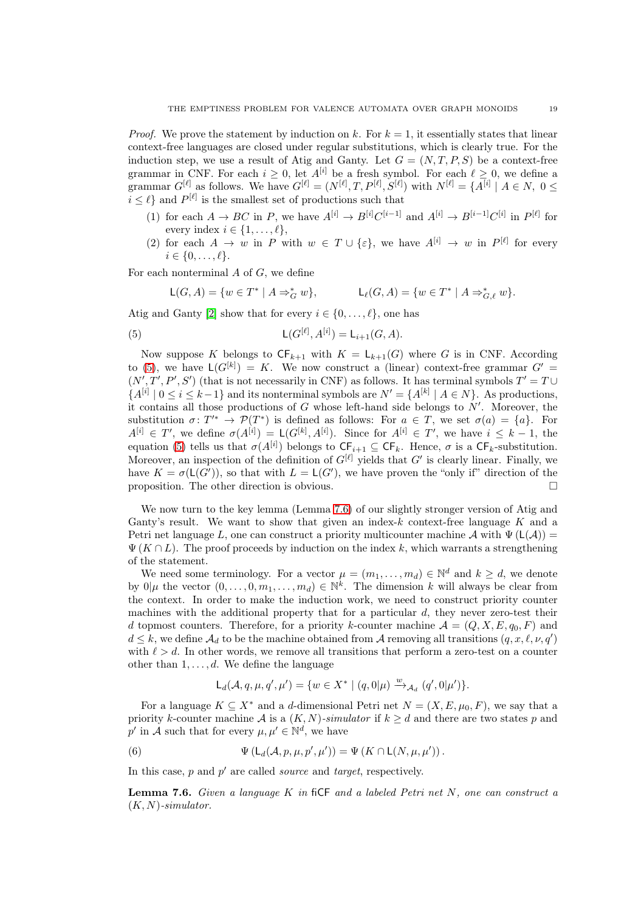*Proof.* We prove the statement by induction on $k$. For $k = 1$, it essentially states that linear context-free languages are closed under regular substitutions, which is clearly true. For the induction step, we use a result of Atig and Ganty. Let $G = (N, T, P, S)$ be a context-free grammar in CNF. For each $i \geq 0$, let $A^{[i]}$ be a fresh symbol. For each $\ell \geq 0$, we define a grammar $G^{[\ell]}$ as follows. We have $G^{[\ell]} = (N^{[\ell]}, T, P^{[\ell]}, S^{[\ell]})$ with $N^{[\ell]} = \{A^{[i]} \mid A \in N,\ 0 \leq i \leq \ell\}$ and $P^{[\ell]}$ is the smallest set of productions such that

1. for each $A \to BC$ in $P$, we have $A^{[i]} \to B^{[i]}C^{[i-1]}$ and $A^{[i]} \to B^{[i-1]}C^{[i]}$ in $P^{[\ell]}$ for every index $i \in \{1, \ldots, \ell\}$,
2. for each $A \to w$ in $P$ with $w \in T \cup \{\varepsilon\}$, we have $A^{[i]} \to w$ in $P^{[\ell]}$ for every $i \in \{0, \ldots, \ell\}$.

For each nonterminal $A$ of $G$, we define

$$\mathsf{L}(G, A) = \{w \in T^* \mid A \Rightarrow_G^* w\}, \qquad \mathsf{L}_\ell(G, A) = \{w \in T^* \mid A \Rightarrow_{G,\ell}^* w\}.$$

Atig and Ganty [2] show that for every $i \in \{0, \ldots, \ell\}$, one has

$$\mathsf{L}(G^{[\ell]}, A^{[i]}) = \mathsf{L}_{i+1}(G, A). \tag{5}$$

Now suppose $K$ belongs to $\mathsf{CF}_{k+1}$ with $K = \mathsf{L}_{k+1}(G)$ where $G$ is in CNF. According to (5), we have $\mathsf{L}(G^{[k]}) = K$. We now construct a (linear) context-free grammar $G' = (N', T', P', S')$ (that is not necessarily in CNF) as follows. Its terminal symbols $T' = T \cup \{A^{[i]} \mid 0 \leq i \leq k-1\}$ and its nonterminal symbols are $N' = \{A^{[k]} \mid A \in N\}$. As productions, it contains all those productions of $G$ whose left-hand side belongs to $N'$. Moreover, the substitution $\sigma\colon T'^* \to \mathcal{P}(T^*)$ is defined as follows: For $a \in T$, we set $\sigma(a) = \{a\}$. For $A^{[i]} \in T'$, we define $\sigma(A^{[i]}) = \mathsf{L}(G^{[k]}, A^{[i]})$. Since for $A^{[i]} \in T'$, we have $i \leq k-1$, the equation (5) tells us that $\sigma(A^{[i]})$ belongs to $\mathsf{CF}_{i+1} \subseteq \mathsf{CF}_k$. Hence, $\sigma$ is a $\mathsf{CF}_k$-substitution. Moreover, an inspection of the definition of $G^{[\ell]}$ yields that $G'$ is clearly linear. Finally, we have $K = \sigma(\mathsf{L}(G'))$, so that with $L = \mathsf{L}(G')$, we have proven the "only if" direction of the proposition. The other direction is obvious. $\square$

We now turn to the key lemma (Lemma 7.6) of our slightly stronger version of Atig and Ganty's result. We want to show that given an index-$k$ context-free language $K$ and a Petri net language $L$, one can construct a priority multicounter machine $\mathcal{A}$ with $\Psi(\mathsf{L}(\mathcal{A})) = \Psi(K \cap L)$. The proof proceeds by induction on the index $k$, which warrants a strengthening of the statement.

We need some terminology. For a vector $\mu = (m_1, \ldots, m_d) \in \mathbb{N}^d$ and $k \geq d$, we denote by $0|\mu$ the vector $(0, \ldots, 0, m_1, \ldots, m_d) \in \mathbb{N}^k$. The dimension $k$ will always be clear from the context. In order to make the induction work, we need to construct priority counter machines with the additional property that for a particular $d$, they never zero-test their $d$ topmost counters. Therefore, for a priority $k$-counter machine $\mathcal{A} = (Q, X, E, q_0, F)$ and $d \leq k$, we define $\mathcal{A}_d$ to be the machine obtained from $\mathcal{A}$ removing all transitions $(q, x, \ell, \nu, q')$ with $\ell > d$. In other words, we remove all transitions that perform a zero-test on a counter other than $1, \ldots, d$. We define the language

$$\mathsf{L}_d(\mathcal{A}, q, \mu, q', \mu') = \{w \in X^* \mid (q, 0|\mu) \xrightarrow{w}_{\mathcal{A}_d} (q', 0|\mu')\}.$$

For a language $K \subseteq X^*$ and a $d$-dimensional Petri net $N = (X, E, \mu_0, F)$, we say that a priority $k$-counter machine $\mathcal{A}$ is a *$(K, N)$-simulator* if $k \geq d$ and there are two states $p$ and $p'$ in $\mathcal{A}$ such that for every $\mu, \mu' \in \mathbb{N}^d$, we have

$$\Psi\left(\mathsf{L}_d(\mathcal{A}, p, \mu, p', \mu')\right) = \Psi\left(K \cap \mathsf{L}(N, \mu, \mu')\right). \tag{6}$$

In this case, $p$ and $p'$ are called *source* and *target*, respectively.

**Lemma 7.6.** *Given a language $K$ in $\mathsf{fiCF}$ and a labeled Petri net $N$, one can construct a $(K, N)$-simulator.*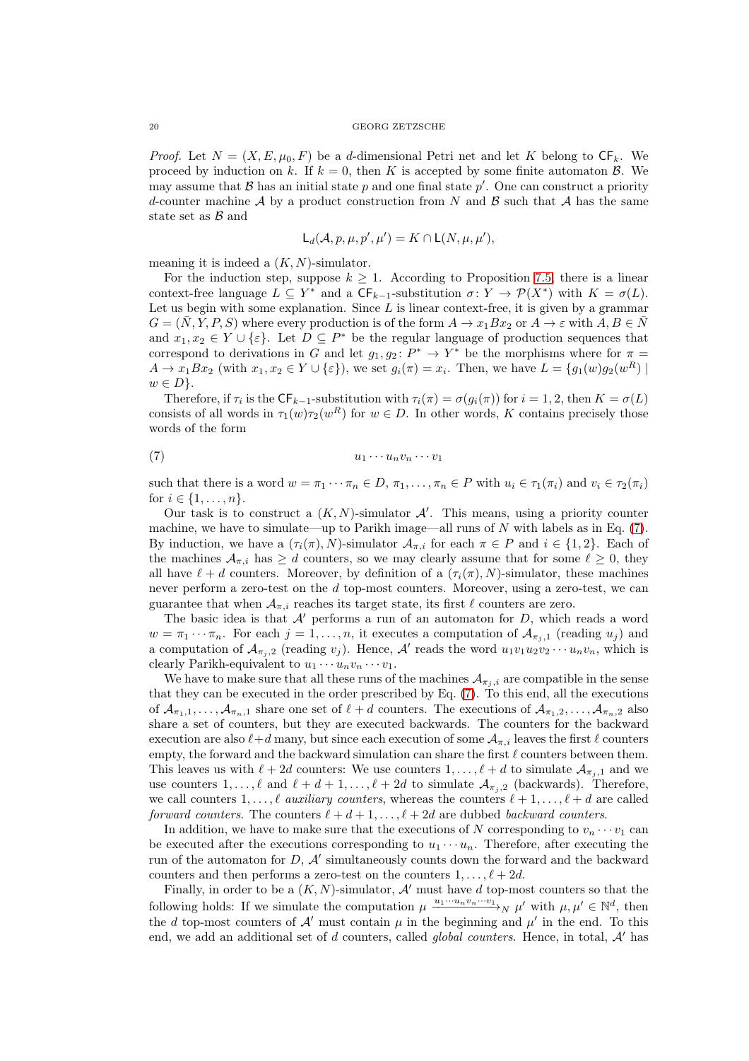*Proof.* Let $N = (X, E, \mu_0, F)$ be a $d$-dimensional Petri net and let $K$ belong to $\mathsf{CF}_k$. We proceed by induction on $k$. If $k = 0$, then $K$ is accepted by some finite automaton $\mathcal{B}$. We may assume that $\mathcal{B}$ has an initial state $p$ and one final state $p'$. One can construct a priority $d$-counter machine $\mathcal{A}$ by a product construction from $N$ and $\mathcal{B}$ such that $\mathcal{A}$ has the same state set as $\mathcal{B}$ and

$$\mathsf{L}_d(\mathcal{A}, p, \mu, p', \mu') = K \cap \mathsf{L}(N, \mu, \mu'),$$

meaning it is indeed a $(K, N)$-simulator.

For the induction step, suppose $k \geq 1$. According to Proposition 7.5, there is a linear context-free language $L \subseteq Y^*$ and a $\mathsf{CF}_{k-1}$-substitution $\sigma \colon Y \to \mathcal{P}(X^*)$ with $K = \sigma(L)$. Let us begin with some explanation. Since $L$ is linear context-free, it is given by a grammar $G = (\bar{N}, Y, P, S)$ where every production is of the form $A \to x_1 B x_2$ or $A \to \varepsilon$ with $A, B \in \bar{N}$ and $x_1, x_2 \in Y \cup \{\varepsilon\}$. Let $D \subseteq P^*$ be the regular language of production sequences that correspond to derivations in $G$ and let $g_1, g_2 \colon P^* \to Y^*$ be the morphisms where for $\pi = A \to x_1 B x_2$ (with $x_1, x_2 \in Y \cup \{\varepsilon\}$), we set $g_i(\pi) = x_i$. Then, we have $L = \{g_1(w) g_2(w^R) \mid w \in D\}$.

Therefore, if $\tau_i$ is the $\mathsf{CF}_{k-1}$-substitution with $\tau_i(\pi) = \sigma(g_i(\pi))$ for $i = 1, 2$, then $K = \sigma(L)$ consists of all words in $\tau_1(w)\tau_2(w^R)$ for $w \in D$. In other words, $K$ contains precisely those words of the form

$$u_1 \cdots u_n v_n \cdots v_1 \tag{7}$$

such that there is a word $w = \pi_1 \cdots \pi_n \in D$, $\pi_1, \ldots, \pi_n \in P$ with $u_i \in \tau_1(\pi_i)$ and $v_i \in \tau_2(\pi_i)$ for $i \in \{1, \ldots, n\}$.

Our task is to construct a $(K, N)$-simulator $\mathcal{A}'$. This means, using a priority counter machine, we have to simulate—up to Parikh image—all runs of $N$ with labels as in Eq. (7). By induction, we have a $(\tau_i(\pi), N)$-simulator $\mathcal{A}_{\pi,i}$ for each $\pi \in P$ and $i \in \{1, 2\}$. Each of the machines $\mathcal{A}_{\pi,i}$ has $\geq d$ counters, so we may clearly assume that for some $\ell \geq 0$, they all have $\ell + d$ counters. Moreover, by definition of a $(\tau_i(\pi), N)$-simulator, these machines never perform a zero-test on the $d$ top-most counters. Moreover, using a zero-test, we can guarantee that when $\mathcal{A}_{\pi,i}$ reaches its target state, its first $\ell$ counters are zero.

The basic idea is that $\mathcal{A}'$ performs a run of an automaton for $D$, which reads a word $w = \pi_1 \cdots \pi_n$. For each $j = 1, \ldots, n$, it executes a computation of $\mathcal{A}_{\pi_j,1}$ (reading $u_j$) and a computation of $\mathcal{A}_{\pi_j,2}$ (reading $v_j$). Hence, $\mathcal{A}'$ reads the word $u_1 v_1 u_2 v_2 \cdots u_n v_n$, which is clearly Parikh-equivalent to $u_1 \cdots u_n v_n \cdots v_1$.

We have to make sure that all these runs of the machines $\mathcal{A}_{\pi_j,i}$ are compatible in the sense that they can be executed in the order prescribed by Eq. (7). To this end, all the executions of $\mathcal{A}_{\pi_1,1}, \ldots, \mathcal{A}_{\pi_n,1}$ share one set of $\ell + d$ counters. The executions of $\mathcal{A}_{\pi_1,2}, \ldots, \mathcal{A}_{\pi_n,2}$ also share a set of counters, but they are executed backwards. The counters for the backward execution are also $\ell + d$ many, but since each execution of some $\mathcal{A}_{\pi,i}$ leaves the first $\ell$ counters empty, the forward and the backward simulation can share the first $\ell$ counters between them. This leaves us with $\ell + 2d$ counters: We use counters $1, \ldots, \ell + d$ to simulate $\mathcal{A}_{\pi_j,1}$ and we use counters $1, \ldots, \ell$ and $\ell + d + 1, \ldots, \ell + 2d$ to simulate $\mathcal{A}_{\pi_j,2}$ (backwards). Therefore, we call counters $1, \ldots, \ell$ *auxiliary counters*, whereas the counters $\ell + 1, \ldots, \ell + d$ are called *forward counters*. The counters $\ell + d + 1, \ldots, \ell + 2d$ are dubbed *backward counters*.

In addition, we have to make sure that the executions of $N$ corresponding to $v_n \cdots v_1$ can be executed after the executions corresponding to $u_1 \cdots u_n$. Therefore, after executing the run of the automaton for $D$, $\mathcal{A}'$ simultaneously counts down the forward and the backward counters and then performs a zero-test on the counters $1, \ldots, \ell + 2d$.

Finally, in order to be a $(K, N)$-simulator, $\mathcal{A}'$ must have $d$ top-most counters so that the following holds: If we simulate the computation $\mu \xrightarrow{u_1 \cdots u_n v_n \cdots v_1}_N \mu'$ with $\mu, \mu' \in \mathbb{N}^d$, then the $d$ top-most counters of $\mathcal{A}'$ must contain $\mu$ in the beginning and $\mu'$ in the end. To this end, we add an additional set of $d$ counters, called *global counters*. Hence, in total, $\mathcal{A}'$ has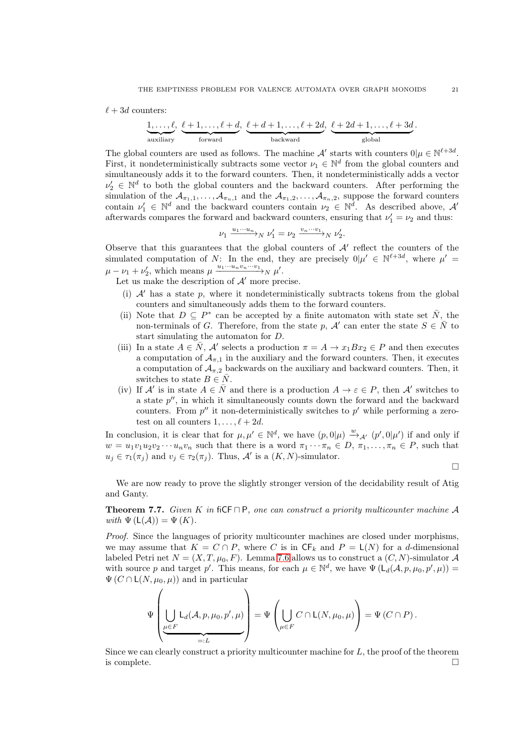$\ell + 3d$ counters:

$$\underbrace{1, \ldots, \ell}_{\text{auxiliary}},\ \underbrace{\ell+1, \ldots, \ell+d}_{\text{forward}},\ \underbrace{\ell+d+1, \ldots, \ell+2d}_{\text{backward}},\ \underbrace{\ell+2d+1, \ldots, \ell+3d}_{\text{global}}.$$

The global counters are used as follows. The machine $\mathcal{A}'$ starts with counters $0|\mu \in \mathbb{N}^{\ell+3d}$. First, it nondeterministically subtracts some vector $\nu_1 \in \mathbb{N}^d$ from the global counters and simultaneously adds it to the forward counters. Then, it nondeterministically adds a vector $\nu_2' \in \mathbb{N}^d$ to both the global counters and the backward counters. After performing the simulation of the $\mathcal{A}_{\pi_1,1}, \ldots, \mathcal{A}_{\pi_n,1}$ and the $\mathcal{A}_{\pi_1,2}, \ldots, \mathcal{A}_{\pi_n,2}$, suppose the forward counters contain $\nu_1' \in \mathbb{N}^d$ and the backward counters contain $\nu_2 \in \mathbb{N}^d$. As described above, $\mathcal{A}'$ afterwards compares the forward and backward counters, ensuring that $\nu_1' = \nu_2$ and thus:

$$\nu_1 \xrightarrow{u_1 \cdots u_n}_N \nu_1' = \nu_2 \xrightarrow{v_n \cdots v_1}_N \nu_2'.$$

Observe that this guarantees that the global counters of $\mathcal{A}'$ reflect the counters of the simulated computation of $N$: In the end, they are precisely $0|\mu' \in \mathbb{N}^{\ell+3d}$, where $\mu' = \mu - \nu_1 + \nu_2'$, which means $\mu \xrightarrow{u_1 \cdots u_n v_n \cdots v_1}_N \mu'$.

Let us make the description of $\mathcal{A}'$ more precise.

- (i) $\mathcal{A}'$ has a state $p$, where it nondeterministically subtracts tokens from the global counters and simultaneously adds them to the forward counters.
- (ii) Note that $D \subseteq P^*$ can be accepted by a finite automaton with state set $\bar{N}$, the non-terminals of $G$. Therefore, from the state $p$, $\mathcal{A}'$ can enter the state $S \in \bar{N}$ to start simulating the automaton for $D$.
- (iii) In a state $A \in \bar{N}$, $\mathcal{A}'$ selects a production $\pi = A \to x_1 B x_2 \in P$ and then executes a computation of $\mathcal{A}_{\pi,1}$ in the auxiliary and the forward counters. Then, it executes a computation of $\mathcal{A}_{\pi,2}$ backwards on the auxiliary and backward counters. Then, it switches to state $B \in \bar{N}$.
- (iv) If $\mathcal{A}'$ is in state $A \in \bar{N}$ and there is a production $A \to \varepsilon \in P$, then $\mathcal{A}'$ switches to a state $p''$, in which it simultaneously counts down the forward and the backward counters. From $p''$ it non-deterministically switches to $p'$ while performing a zero-test on all counters $1, \ldots, \ell + 2d$.

In conclusion, it is clear that for $\mu, \mu' \in \mathbb{N}^d$, we have $(p, 0|\mu) \xrightarrow{w}_{\mathcal{A}'} (p', 0|\mu')$ if and only if $w = u_1 v_1 u_2 v_2 \cdots u_n v_n$ such that there is a word $\pi_1 \cdots \pi_n \in D$, $\pi_1, \ldots, \pi_n \in P$, such that $u_j \in \tau_1(\pi_j)$ and $v_j \in \tau_2(\pi_j)$. Thus, $\mathcal{A}'$ is a $(K, N)$-simulator. □

We are now ready to prove the slightly stronger version of the decidability result of Atig and Ganty.

**Theorem 7.7.** *Given $K$ in $\mathsf{fiCF} \sqcap \mathsf{P}$, one can construct a priority multicounter machine $\mathcal{A}$ with $\Psi(\mathsf{L}(\mathcal{A})) = \Psi(K)$.*

*Proof.* Since the languages of priority multicounter machines are closed under morphisms, we may assume that $K = C \cap P$, where $C$ is in $\mathsf{CF}_k$ and $P = \mathsf{L}(N)$ for a $d$-dimensional labeled Petri net $N = (X, T, \mu_0, F)$. Lemma 7.6 allows us to construct a $(C, N)$-simulator $\mathcal{A}$ with source $p$ and target $p'$. This means, for each $\mu \in \mathbb{N}^d$, we have $\Psi(\mathsf{L}_d(\mathcal{A}, p, \mu_0, p', \mu)) = \Psi(C \cap \mathsf{L}(N, \mu_0, \mu))$ and in particular

$$\Psi\Bigg(\underbrace{\bigcup_{\mu \in F} \mathsf{L}_d(\mathcal{A}, p, \mu_0, p', \mu)}_{=:L}\Bigg) = \Psi\Bigg(\bigcup_{\mu \in F} C \cap \mathsf{L}(N, \mu_0, \mu)\Bigg) = \Psi(C \cap P).$$

Since we can clearly construct a priority multicounter machine for $L$, the proof of the theorem is complete. □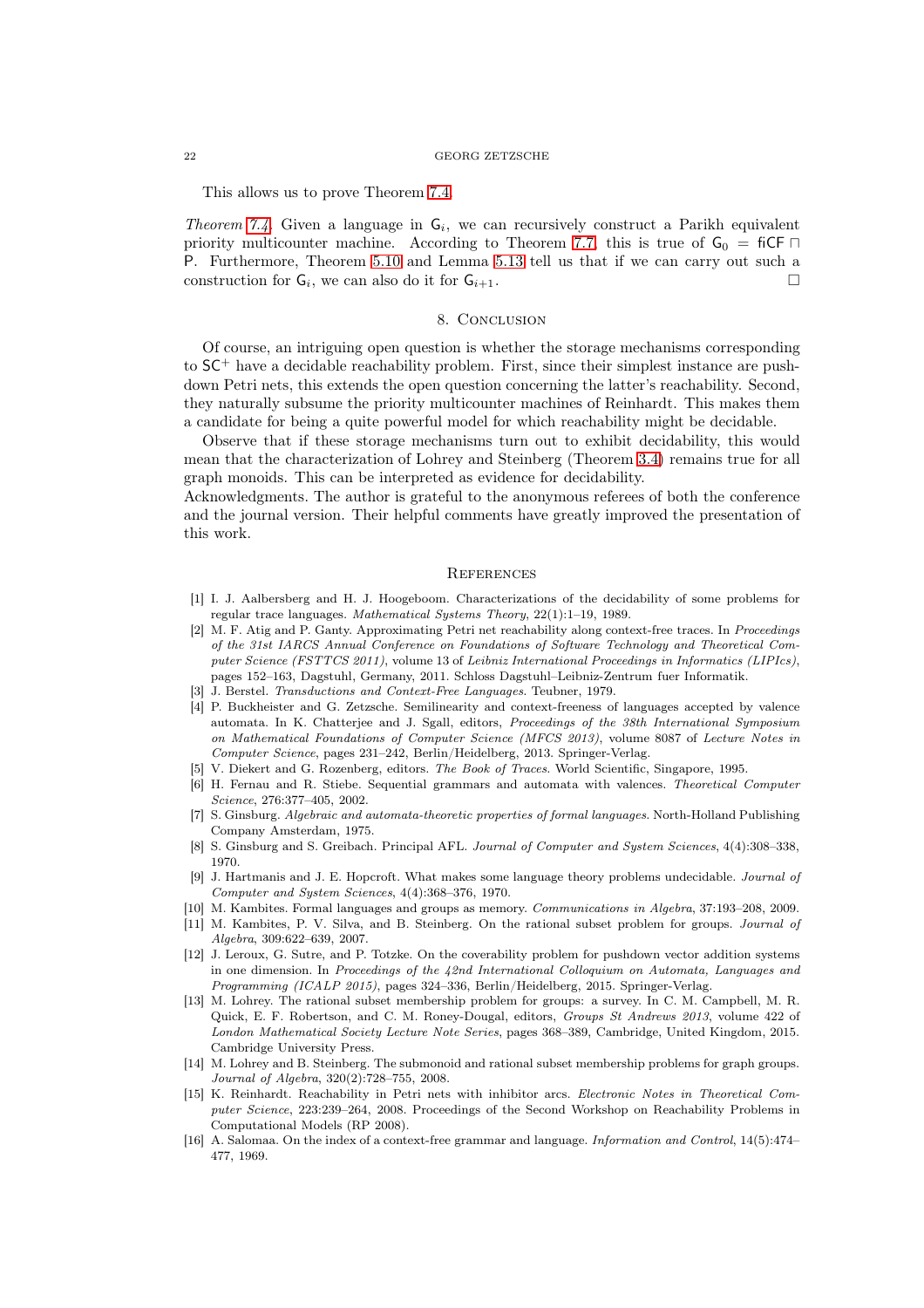This allows us to prove Theorem 7.4.

*Theorem 7.4.* Given a language in $\mathsf{G}_i$, we can recursively construct a Parikh equivalent priority multicounter machine. According to Theorem 7.7, this is true of $\mathsf{G}_0 = \mathsf{fiCF} \sqcap \mathsf{P}$. Furthermore, Theorem 5.10 and Lemma 5.13 tell us that if we can carry out such a construction for $\mathsf{G}_i$, we can also do it for $\mathsf{G}_{i+1}$. □

## 8. Conclusion

Of course, an intriguing open question is whether the storage mechanisms corresponding to $\mathsf{SC}^+$ have a decidable reachability problem. First, since their simplest instance are pushdown Petri nets, this extends the open question concerning the latter's reachability. Second, they naturally subsume the priority multicounter machines of Reinhardt. This makes them a candidate for being a quite powerful model for which reachability might be decidable.

Observe that if these storage mechanisms turn out to exhibit decidability, this would mean that the characterization of Lohrey and Steinberg (Theorem 3.4) remains true for all graph monoids. This can be interpreted as evidence for decidability.

Acknowledgments. The author is grateful to the anonymous referees of both the conference and the journal version. Their helpful comments have greatly improved the presentation of this work.

## References

[1] I. J. Aalbersberg and H. J. Hoogeboom. Characterizations of the decidability of some problems for regular trace languages. *Mathematical Systems Theory*, 22(1):1–19, 1989.

[2] M. F. Atig and P. Ganty. Approximating Petri net reachability along context-free traces. In *Proceedings of the 31st IARCS Annual Conference on Foundations of Software Technology and Theoretical Computer Science (FSTTCS 2011)*, volume 13 of *Leibniz International Proceedings in Informatics (LIPIcs)*, pages 152–163, Dagstuhl, Germany, 2011. Schloss Dagstuhl–Leibniz-Zentrum fuer Informatik.

[3] J. Berstel. *Transductions and Context-Free Languages*. Teubner, 1979.

[4] P. Buckheister and G. Zetzsche. Semilinearity and context-freeness of languages accepted by valence automata. In K. Chatterjee and J. Sgall, editors, *Proceedings of the 38th International Symposium on Mathematical Foundations of Computer Science (MFCS 2013)*, volume 8087 of *Lecture Notes in Computer Science*, pages 231–242, Berlin/Heidelberg, 2013. Springer-Verlag.

[5] V. Diekert and G. Rozenberg, editors. *The Book of Traces*. World Scientific, Singapore, 1995.

[6] H. Fernau and R. Stiebe. Sequential grammars and automata with valences. *Theoretical Computer Science*, 276:377–405, 2002.

[7] S. Ginsburg. *Algebraic and automata-theoretic properties of formal languages*. North-Holland Publishing Company Amsterdam, 1975.

[8] S. Ginsburg and S. Greibach. Principal AFL. *Journal of Computer and System Sciences*, 4(4):308–338, 1970.

[9] J. Hartmanis and J. E. Hopcroft. What makes some language theory problems undecidable. *Journal of Computer and System Sciences*, 4(4):368–376, 1970.

[10] M. Kambites. Formal languages and groups as memory. *Communications in Algebra*, 37:193–208, 2009.

[11] M. Kambites, P. V. Silva, and B. Steinberg. On the rational subset problem for groups. *Journal of Algebra*, 309:622–639, 2007.

[12] J. Leroux, G. Sutre, and P. Totzke. On the coverability problem for pushdown vector addition systems in one dimension. In *Proceedings of the 42nd International Colloquium on Automata, Languages and Programming (ICALP 2015)*, pages 324–336, Berlin/Heidelberg, 2015. Springer-Verlag.

[13] M. Lohrey. The rational subset membership problem for groups: a survey. In C. M. Campbell, M. R. Quick, E. F. Robertson, and C. M. Roney-Dougal, editors, *Groups St Andrews 2013*, volume 422 of *London Mathematical Society Lecture Note Series*, pages 368–389, Cambridge, United Kingdom, 2015. Cambridge University Press.

[14] M. Lohrey and B. Steinberg. The submonoid and rational subset membership problems for graph groups. *Journal of Algebra*, 320(2):728–755, 2008.

[15] K. Reinhardt. Reachability in Petri nets with inhibitor arcs. *Electronic Notes in Theoretical Computer Science*, 223:239–264, 2008. Proceedings of the Second Workshop on Reachability Problems in Computational Models (RP 2008).

[16] A. Salomaa. On the index of a context-free grammar and language. *Information and Control*, 14(5):474–477, 1969.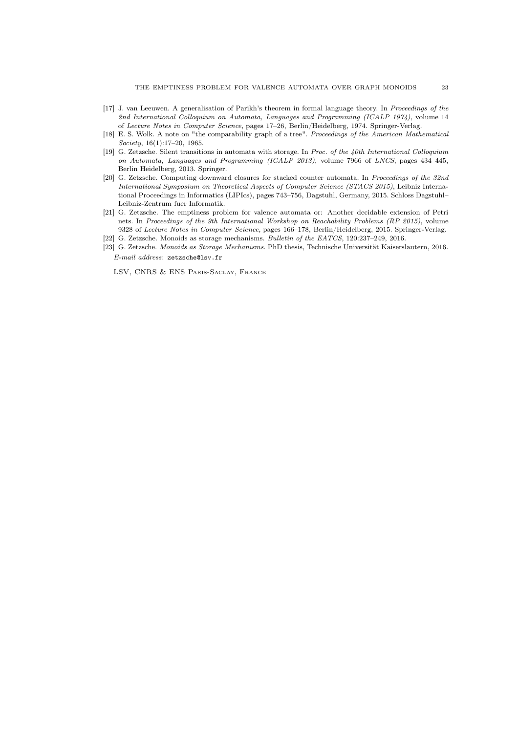[17] J. van Leeuwen. A generalisation of Parikh's theorem in formal language theory. In *Proceedings of the 2nd International Colloquium on Automata, Languages and Programming (ICALP 1974)*, volume 14 of *Lecture Notes in Computer Science*, pages 17–26, Berlin/Heidelberg, 1974. Springer-Verlag.

[18] E. S. Wolk. A note on "the comparability graph of a tree". *Proceedings of the American Mathematical Society*, 16(1):17–20, 1965.

[19] G. Zetzsche. Silent transitions in automata with storage. In *Proc. of the 40th International Colloquium on Automata, Languages and Programming (ICALP 2013)*, volume 7966 of *LNCS*, pages 434–445, Berlin Heidelberg, 2013. Springer.

[20] G. Zetzsche. Computing downward closures for stacked counter automata. In *Proceedings of the 32nd International Symposium on Theoretical Aspects of Computer Science (STACS 2015)*, Leibniz International Proceedings in Informatics (LIPIcs), pages 743–756, Dagstuhl, Germany, 2015. Schloss Dagstuhl–Leibniz-Zentrum fuer Informatik.

[21] G. Zetzsche. The emptiness problem for valence automata or: Another decidable extension of Petri nets. In *Proceedings of the 9th International Workshop on Reachability Problems (RP 2015)*, volume 9328 of *Lecture Notes in Computer Science*, pages 166–178, Berlin/Heidelberg, 2015. Springer-Verlag.

[22] G. Zetzsche. Monoids as storage mechanisms. *Bulletin of the EATCS*, 120:237–249, 2016.

[23] G. Zetzsche. *Monoids as Storage Mechanisms*. PhD thesis, Technische Universität Kaiserslautern, 2016.

*E-mail address*: `zetzsche@lsv.fr`

LSV, CNRS & ENS Paris-Saclay, France